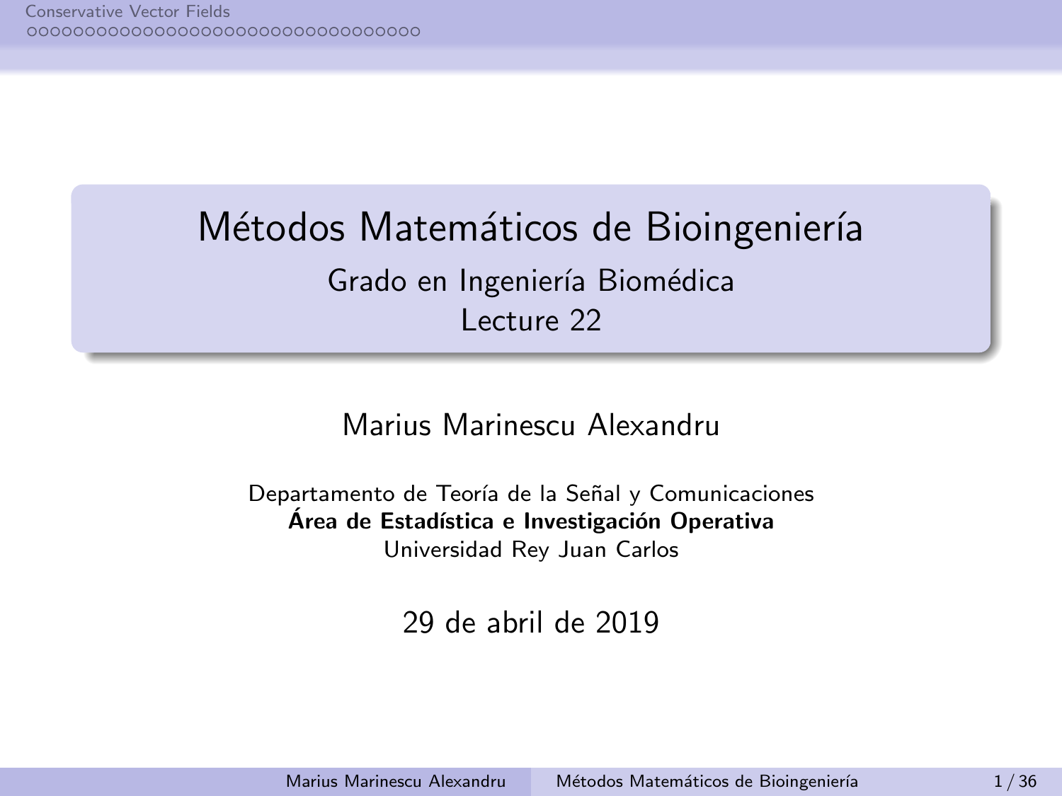# Métodos Matemáticos de Bioingeniería

## Grado en Ingeniería Biomédica

## Lecture 22

Marius Marinescu Alexandru

Departamento de Teoría de la Señal y Comunicaciones
**Área de Estadística e Investigación Operativa**
Universidad Rey Juan Carlos

29 de abril de 2019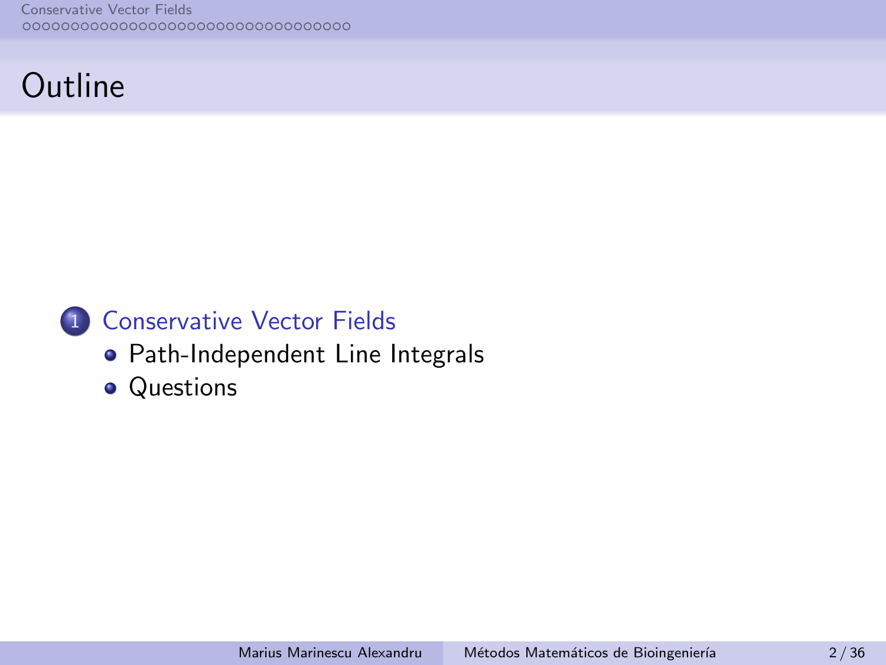# Outline

1. Conservative Vector Fields
   - Path-Independent Line Integrals
   - Questions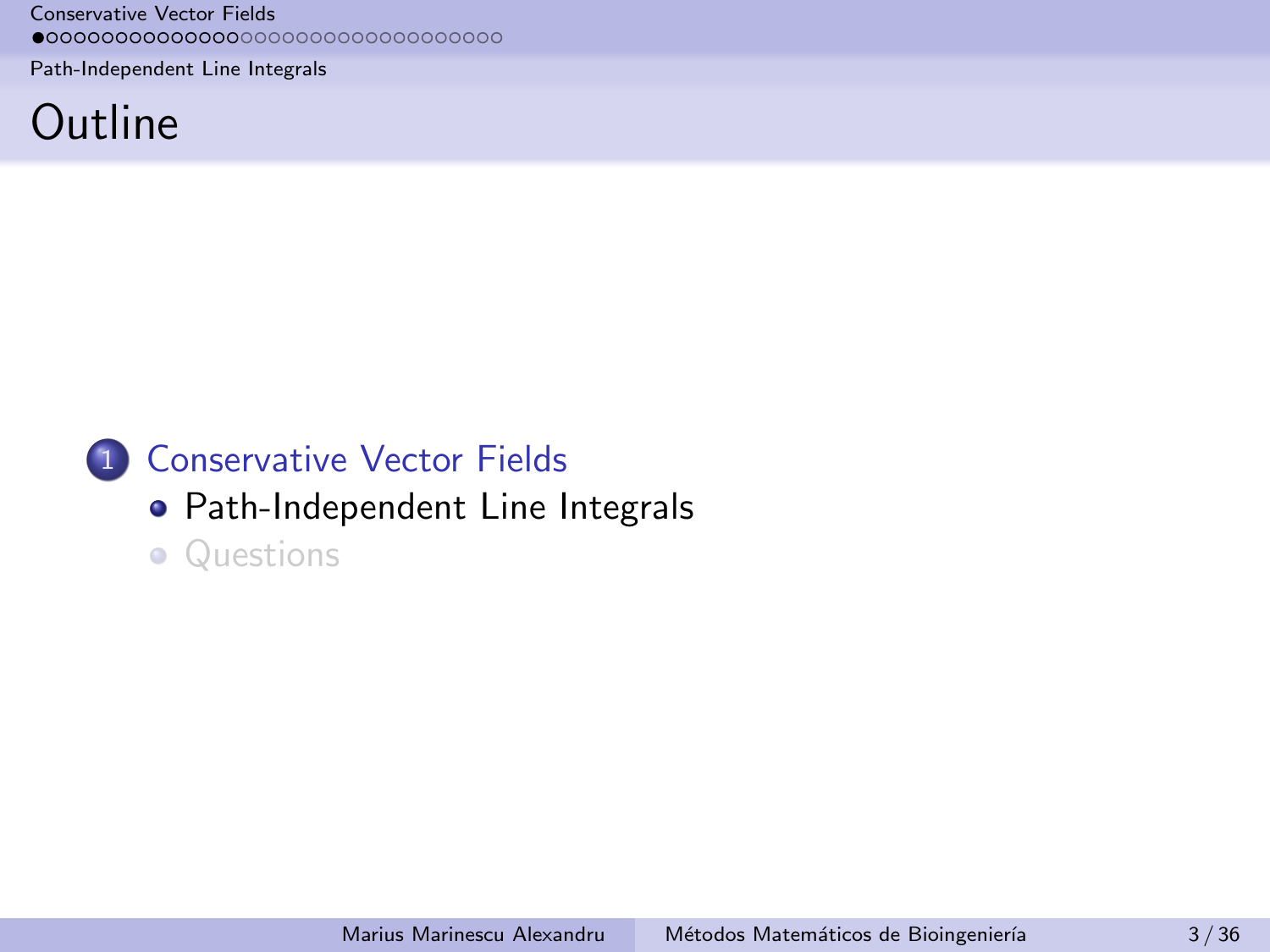# Outline

1. Conservative Vector Fields
   - Path-Independent Line Integrals
   - Questions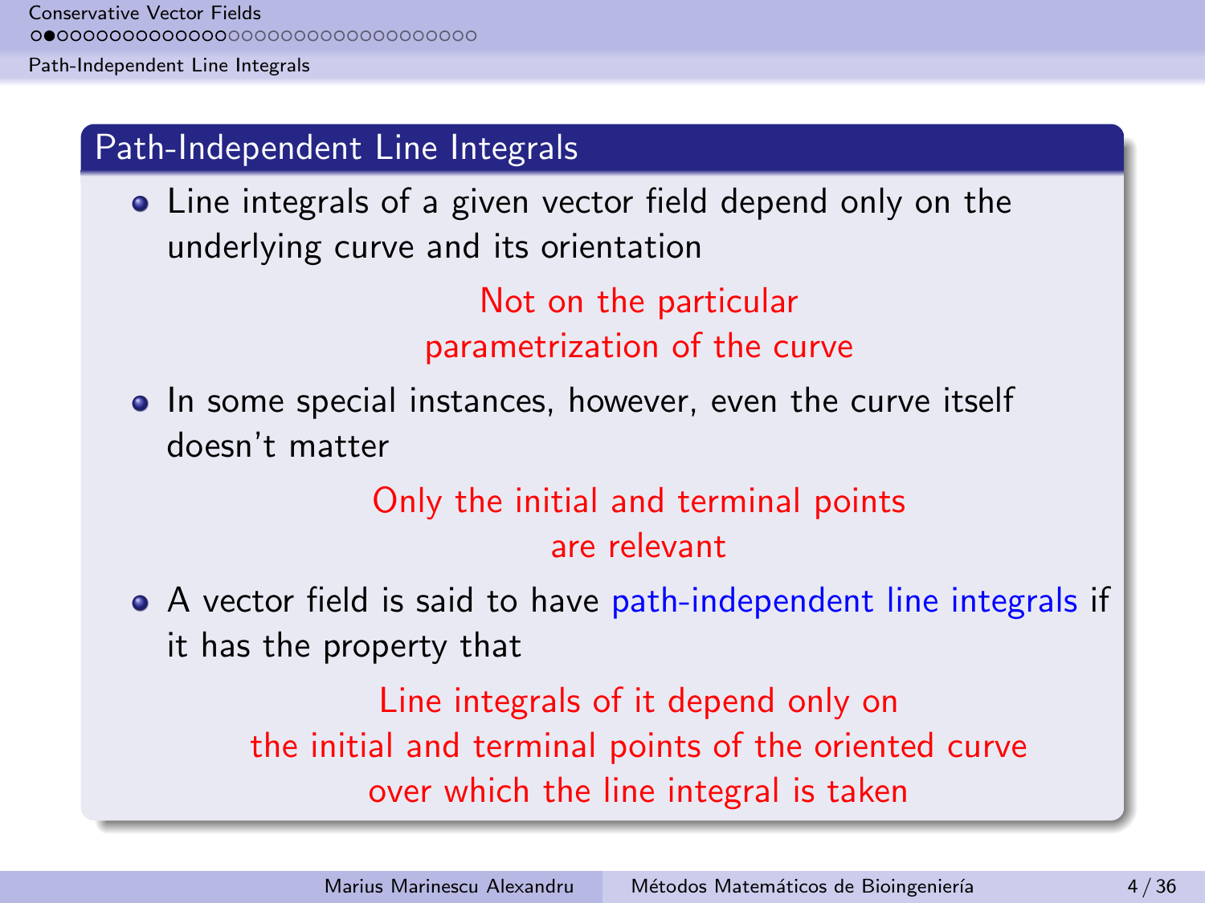## Path-Independent Line Integrals

- Line integrals of a given vector field depend only on the underlying curve and its orientation

  Not on the particular parametrization of the curve

- In some special instances, however, even the curve itself doesn't matter

  Only the initial and terminal points are relevant

- A vector field is said to have path-independent line integrals if it has the property that

  Line integrals of it depend only on the initial and terminal points of the oriented curve over which the line integral is taken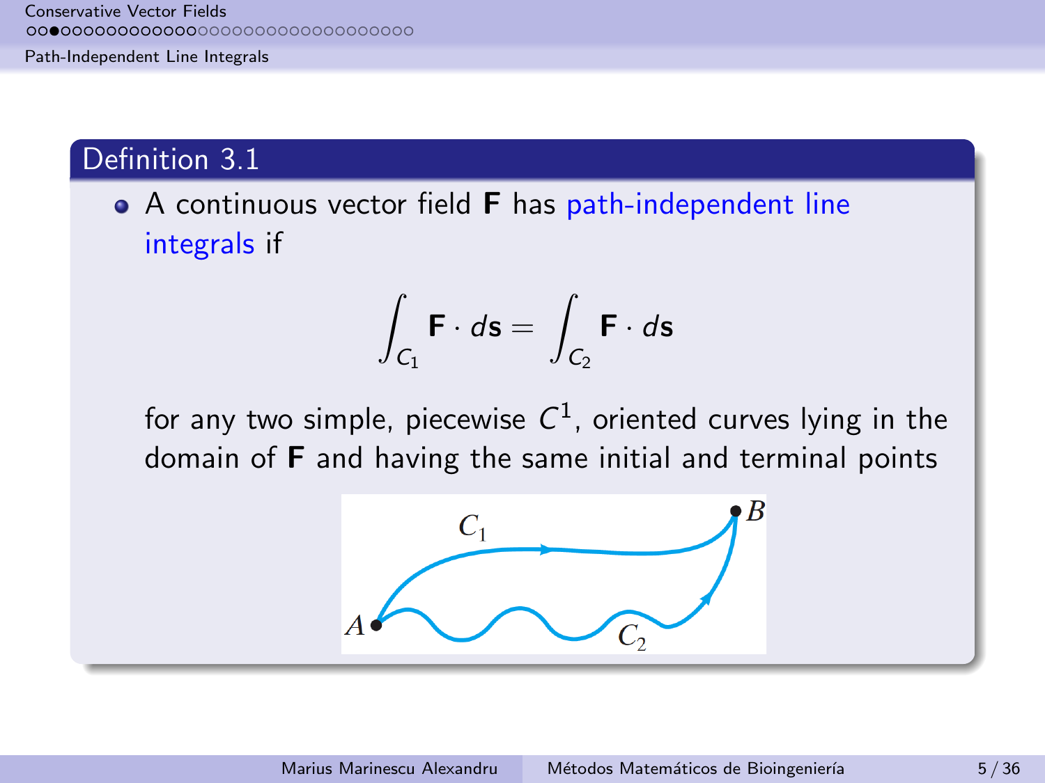## Definition 3.1

- A continuous vector field $\mathbf{F}$ has path-independent line integrals if

$$\int_{C_1} \mathbf{F} \cdot d\mathbf{s} = \int_{C_2} \mathbf{F} \cdot d\mathbf{s}$$

for any two simple, piecewise $C^1$, oriented curves lying in the domain of $\mathbf{F}$ and having the same initial and terminal points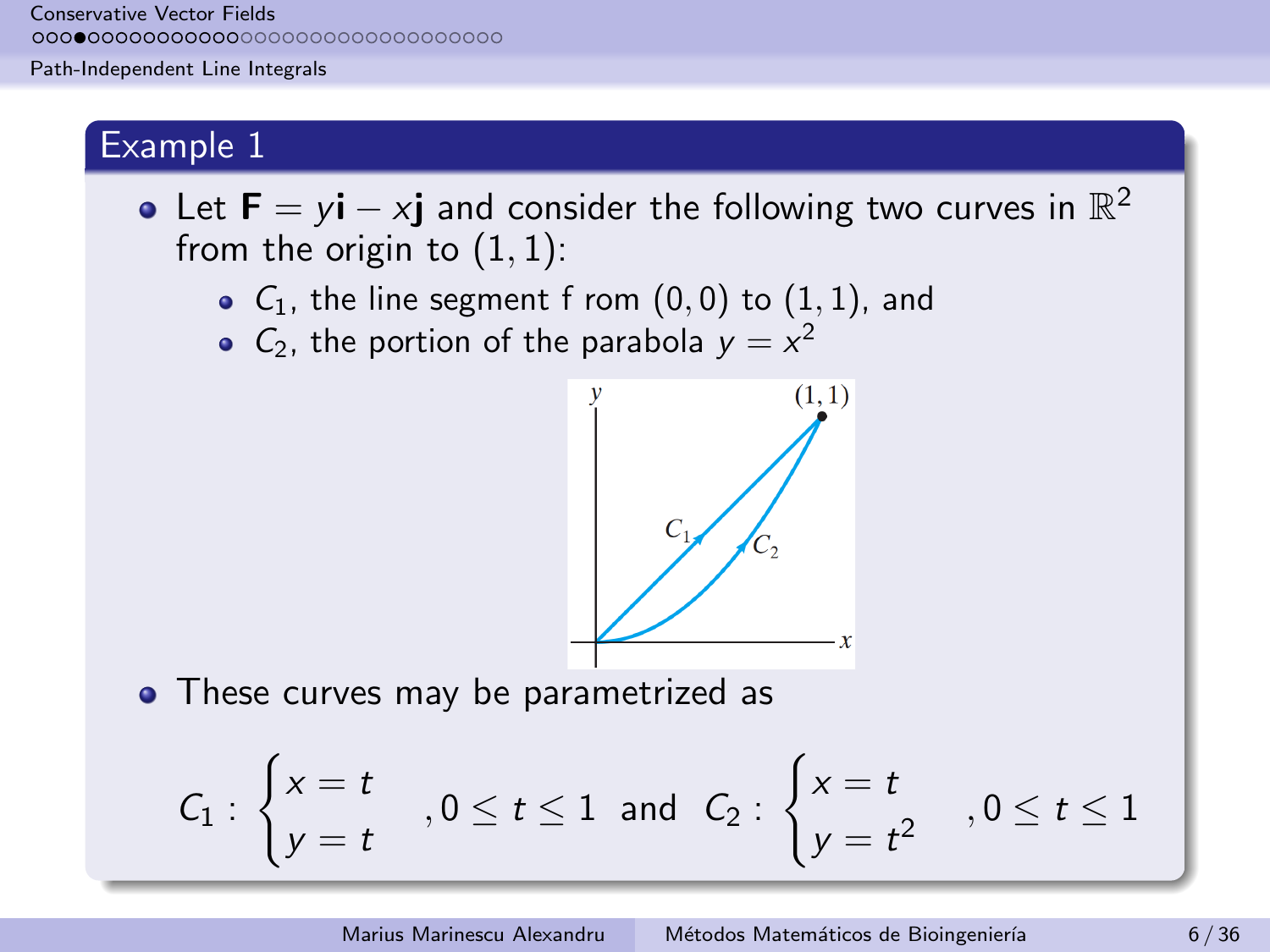## Example 1

- Let $\mathbf{F} = y\mathbf{i} - x\mathbf{j}$ and consider the following two curves in $\mathbb{R}^2$ from the origin to $(1, 1)$:
  - $C_1$, the line segment f rom $(0, 0)$ to $(1, 1)$, and
  - $C_2$, the portion of the parabola $y = x^2$

- These curves may be parametrized as

$$C_1 : \begin{cases} x = t \\ y = t \end{cases}, 0 \leq t \leq 1 \quad \text{and} \quad C_2 : \begin{cases} x = t \\ y = t^2 \end{cases}, 0 \leq t \leq 1$$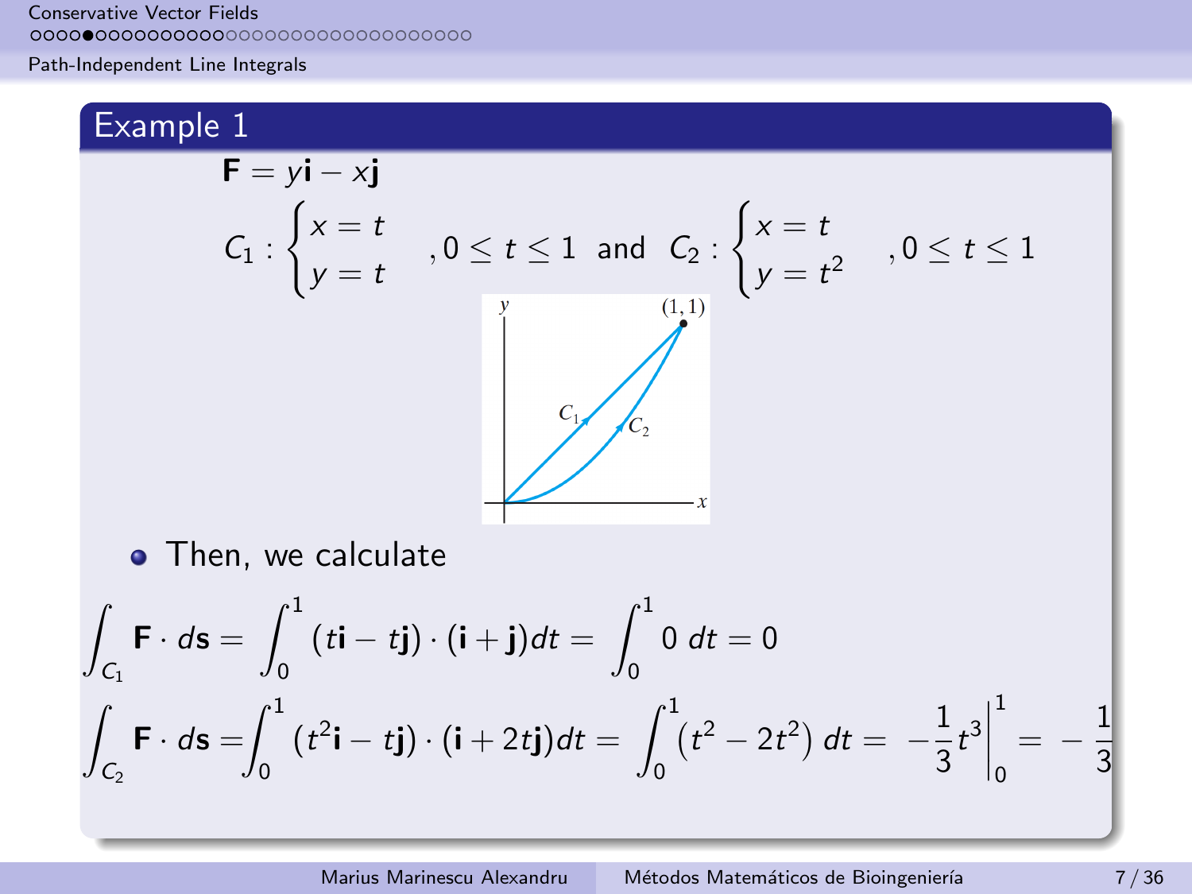## Example 1

$$\mathbf{F} = y\mathbf{i} - x\mathbf{j}$$

$$C_1 : \begin{cases} x = t \\ y = t \end{cases} , 0 \leq t \leq 1 \quad \text{and} \quad C_2 : \begin{cases} x = t \\ y = t^2 \end{cases} , 0 \leq t \leq 1$$

- Then, we calculate

$$\int_{C_1} \mathbf{F} \cdot d\mathbf{s} = \int_0^1 (t\mathbf{i} - t\mathbf{j}) \cdot (\mathbf{i} + \mathbf{j}) dt = \int_0^1 0 \; dt = 0$$

$$\int_{C_2} \mathbf{F} \cdot d\mathbf{s} = \int_0^1 (t^2\mathbf{i} - t\mathbf{j}) \cdot (\mathbf{i} + 2t\mathbf{j}) dt = \int_0^1 \left(t^2 - 2t^2\right) dt = -\frac{1}{3}t^3 \Big|_0^1 = -\frac{1}{3}$$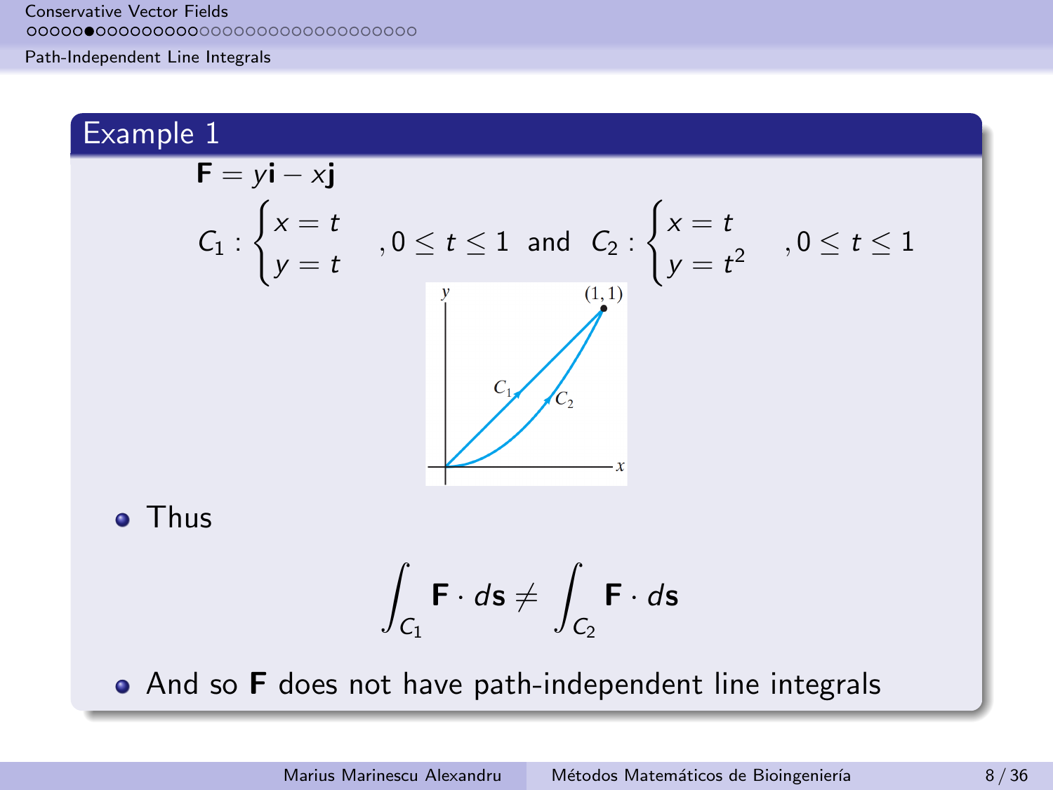## Example 1

$$\mathbf{F} = y\mathbf{i} - x\mathbf{j}$$

$$C_1 : \begin{cases} x = t \\ y = t \end{cases}, 0 \leq t \leq 1 \quad \text{and} \quad C_2 : \begin{cases} x = t \\ y = t^2 \end{cases}, 0 \leq t \leq 1$$

- Thus

$$\int_{C_1} \mathbf{F} \cdot d\mathbf{s} \neq \int_{C_2} \mathbf{F} \cdot d\mathbf{s}$$

- And so **F** does not have path-independent line integrals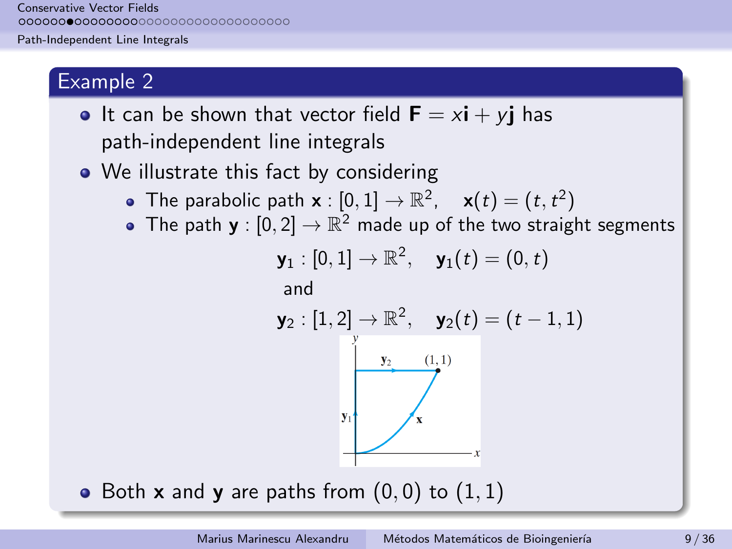## Example 2

- It can be shown that vector field $\mathbf{F} = x\mathbf{i} + y\mathbf{j}$ has path-independent line integrals
- We illustrate this fact by considering
  - The parabolic path $\mathbf{x} : [0, 1] \to \mathbb{R}^2, \quad \mathbf{x}(t) = (t, t^2)$
  - The path $\mathbf{y} : [0, 2] \to \mathbb{R}^2$ made up of the two straight segments

$$\mathbf{y}_1 : [0, 1] \to \mathbb{R}^2, \quad \mathbf{y}_1(t) = (0, t)$$

and

$$\mathbf{y}_2 : [1, 2] \to \mathbb{R}^2, \quad \mathbf{y}_2(t) = (t - 1, 1)$$

- Both $\mathbf{x}$ and $\mathbf{y}$ are paths from $(0, 0)$ to $(1, 1)$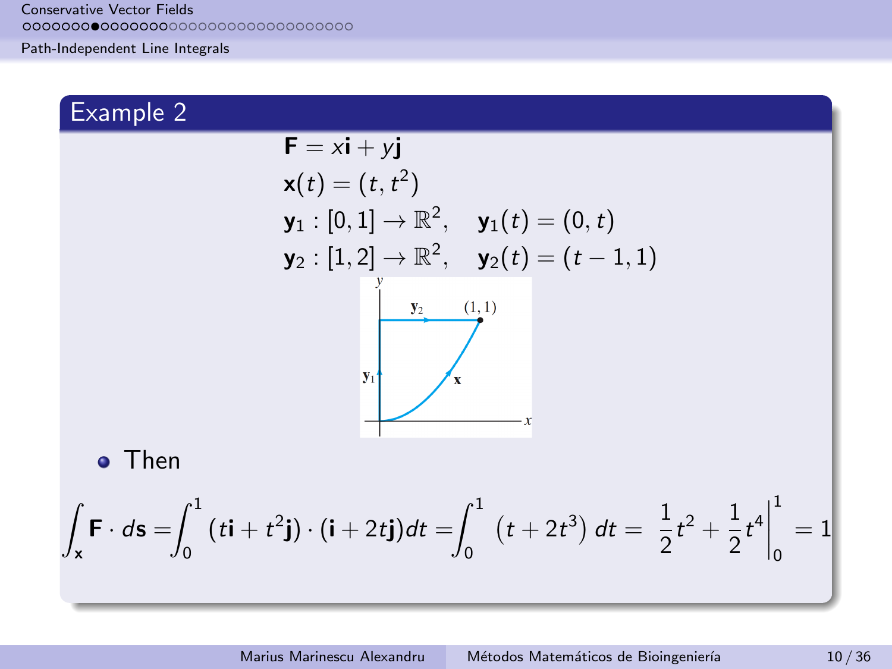## Example 2

$$\mathbf{F} = x\mathbf{i} + y\mathbf{j}$$

$$\mathbf{x}(t) = (t, t^2)$$

$$\mathbf{y}_1 : [0,1] \to \mathbb{R}^2, \quad \mathbf{y}_1(t) = (0, t)$$

$$\mathbf{y}_2 : [1,2] \to \mathbb{R}^2, \quad \mathbf{y}_2(t) = (t-1, 1)$$

- Then

$$\int_{\mathbf{x}} \mathbf{F} \cdot d\mathbf{s} = \int_0^1 (t\mathbf{i} + t^2\mathbf{j}) \cdot (\mathbf{i} + 2t\mathbf{j}) dt = \int_0^1 \left(t + 2t^3\right) dt = \left. \frac{1}{2}t^2 + \frac{1}{2}t^4 \right|_0^1 = 1$$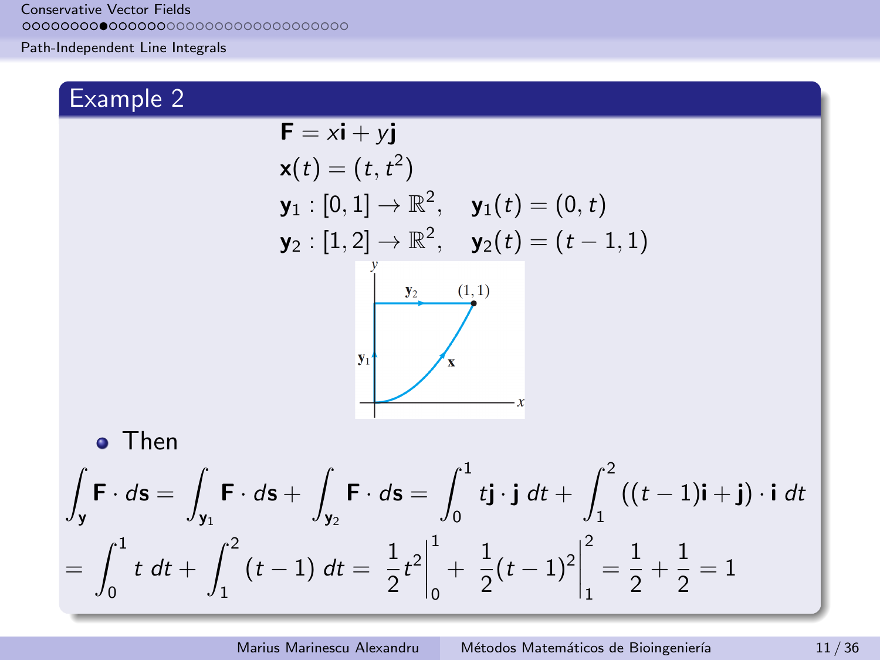## Example 2

$$\mathbf{F} = x\mathbf{i} + y\mathbf{j}$$

$$\mathbf{x}(t) = (t, t^2)$$

$$\mathbf{y}_1 : [0,1] \to \mathbb{R}^2, \quad \mathbf{y}_1(t) = (0, t)$$

$$\mathbf{y}_2 : [1,2] \to \mathbb{R}^2, \quad \mathbf{y}_2(t) = (t-1, 1)$$

- Then

$$\int_{\mathbf{y}} \mathbf{F} \cdot d\mathbf{s} = \int_{\mathbf{y}_1} \mathbf{F} \cdot d\mathbf{s} + \int_{\mathbf{y}_2} \mathbf{F} \cdot d\mathbf{s} = \int_0^1 t\mathbf{j} \cdot \mathbf{j}\, dt + \int_1^2 ((t-1)\mathbf{i} + \mathbf{j}) \cdot \mathbf{i}\, dt$$

$$= \int_0^1 t\, dt + \int_1^2 (t-1)\, dt = \left. \frac{1}{2} t^2 \right|_0^1 + \left. \frac{1}{2}(t-1)^2 \right|_1^2 = \frac{1}{2} + \frac{1}{2} = 1$$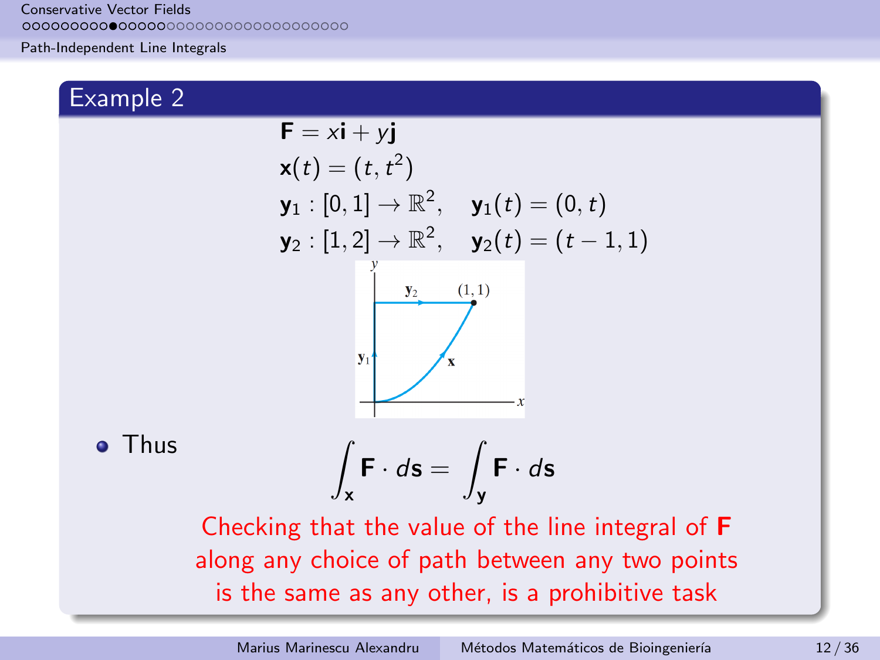## Example 2

$$\mathbf{F} = x\mathbf{i} + y\mathbf{j}$$

$$\mathbf{x}(t) = (t, t^2)$$

$$\mathbf{y}_1 : [0,1] \to \mathbb{R}^2, \quad \mathbf{y}_1(t) = (0, t)$$

$$\mathbf{y}_2 : [1,2] \to \mathbb{R}^2, \quad \mathbf{y}_2(t) = (t-1, 1)$$

- Thus

$$\int_{\mathbf{x}} \mathbf{F} \cdot d\mathbf{s} = \int_{\mathbf{y}} \mathbf{F} \cdot d\mathbf{s}$$

Checking that the value of the line integral of **F** along any choice of path between any two points is the same as any other, is a prohibitive task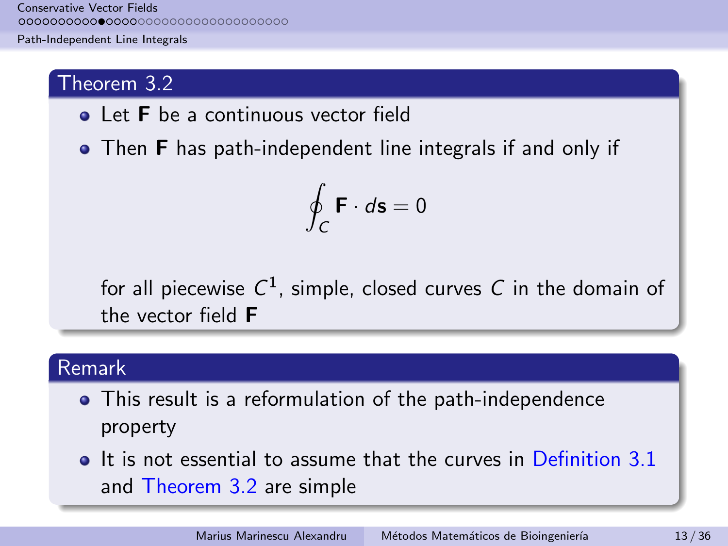### Theorem 3.2

- Let **F** be a continuous vector field
- Then **F** has path-independent line integrals if and only if

$$\oint_C \mathbf{F} \cdot d\mathbf{s} = 0$$

  for all piecewise $C^1$, simple, closed curves $C$ in the domain of the vector field **F**

### Remark

- This result is a reformulation of the path-independence property
- It is not essential to assume that the curves in Definition 3.1 and Theorem 3.2 are simple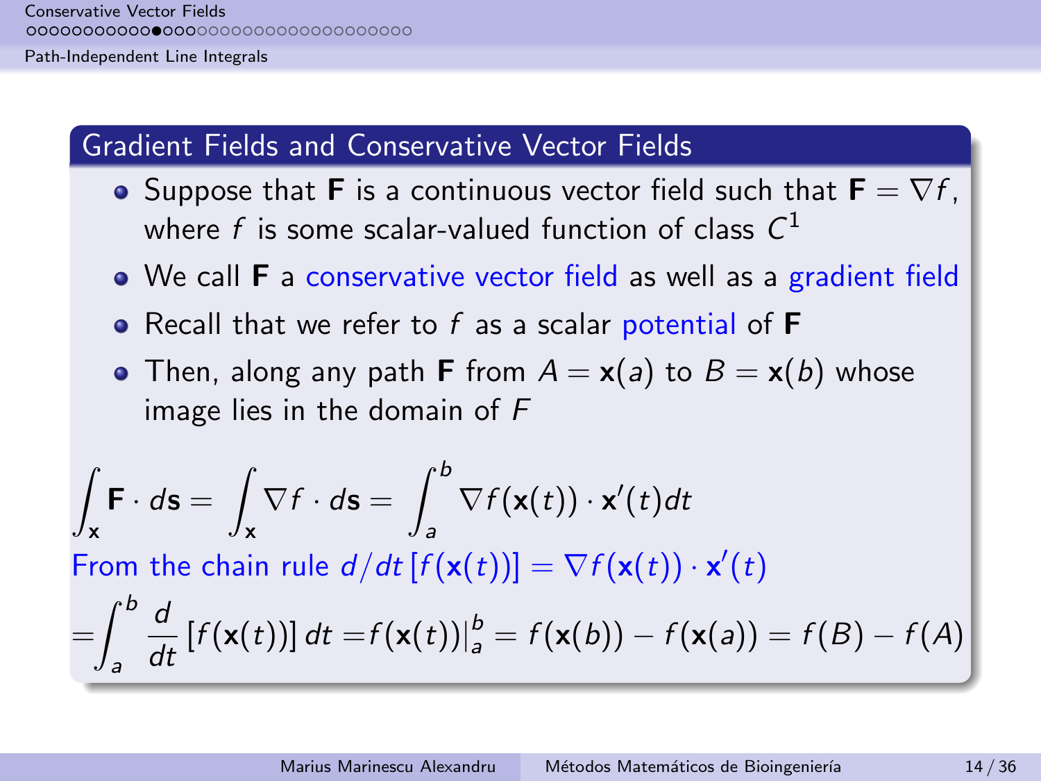## Gradient Fields and Conservative Vector Fields

- Suppose that $\mathbf{F}$ is a continuous vector field such that $\mathbf{F} = \nabla f$, where $f$ is some scalar-valued function of class $C^1$
- We call $\mathbf{F}$ a conservative vector field as well as a gradient field
- Recall that we refer to $f$ as a scalar potential of $\mathbf{F}$
- Then, along any path $\mathbf{F}$ from $A = \mathbf{x}(a)$ to $B = \mathbf{x}(b)$ whose image lies in the domain of $F$

$$\int_{\mathbf{x}} \mathbf{F} \cdot d\mathbf{s} = \int_{\mathbf{x}} \nabla f \cdot d\mathbf{s} = \int_a^b \nabla f(\mathbf{x}(t)) \cdot \mathbf{x}'(t) dt$$

From the chain rule $d/dt\,[f(\mathbf{x}(t))] = \nabla f(\mathbf{x}(t)) \cdot \mathbf{x}'(t)$

$$= \int_a^b \frac{d}{dt}\left[f(\mathbf{x}(t))\right] dt = f(\mathbf{x}(t))\big|_a^b = f(\mathbf{x}(b)) - f(\mathbf{x}(a)) = f(B) - f(A)$$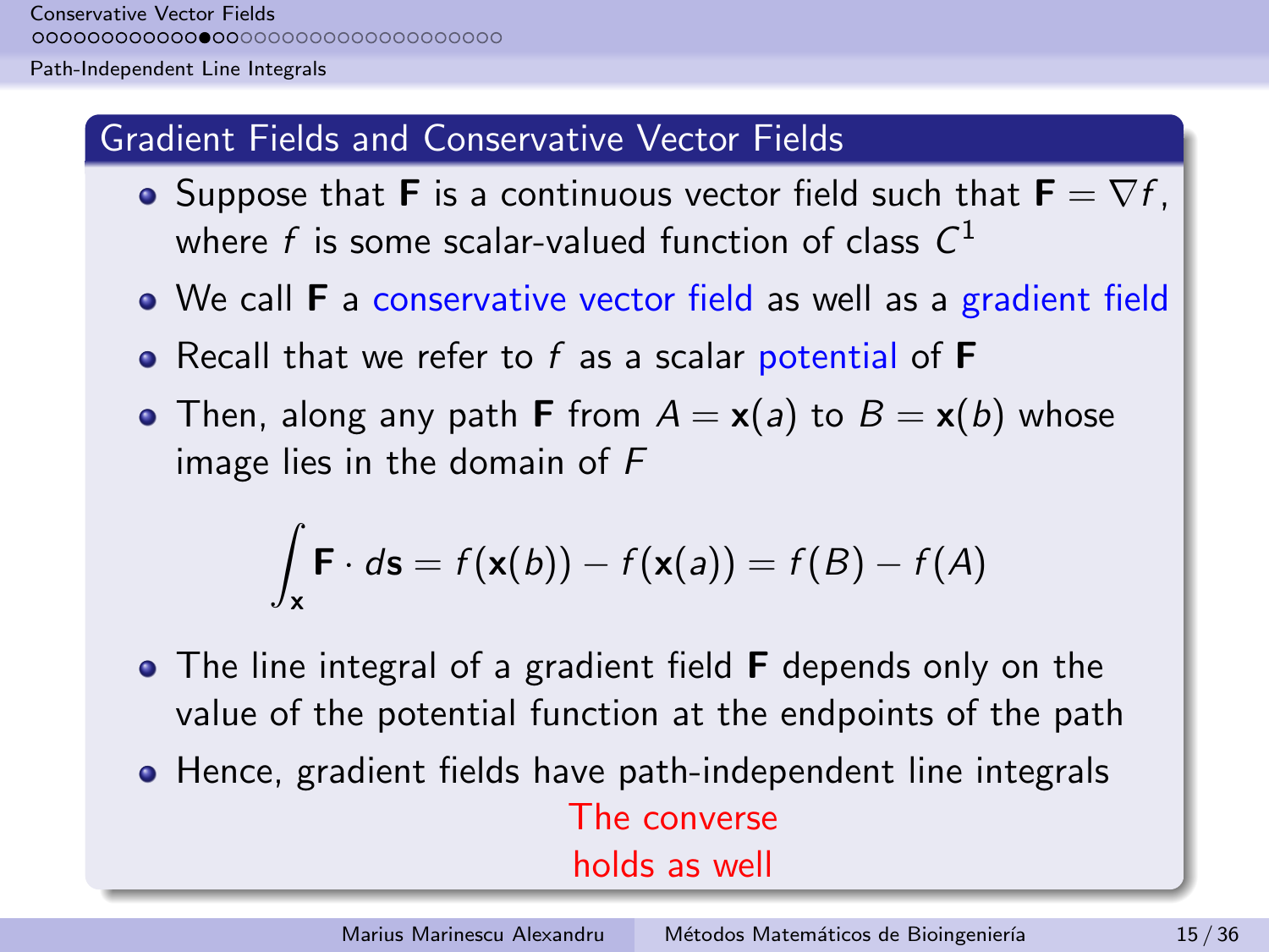## Gradient Fields and Conservative Vector Fields

- Suppose that $\mathbf{F}$ is a continuous vector field such that $\mathbf{F} = \nabla f$, where $f$ is some scalar-valued function of class $C^1$
- We call $\mathbf{F}$ a conservative vector field as well as a gradient field
- Recall that we refer to $f$ as a scalar potential of $\mathbf{F}$
- Then, along any path $\mathbf{F}$ from $A = \mathbf{x}(a)$ to $B = \mathbf{x}(b)$ whose image lies in the domain of $F$

$$\int_{\mathbf{x}} \mathbf{F} \cdot d\mathbf{s} = f(\mathbf{x}(b)) - f(\mathbf{x}(a)) = f(B) - f(A)$$

- The line integral of a gradient field $\mathbf{F}$ depends only on the value of the potential function at the endpoints of the path
- Hence, gradient fields have path-independent line integrals

The converse holds as well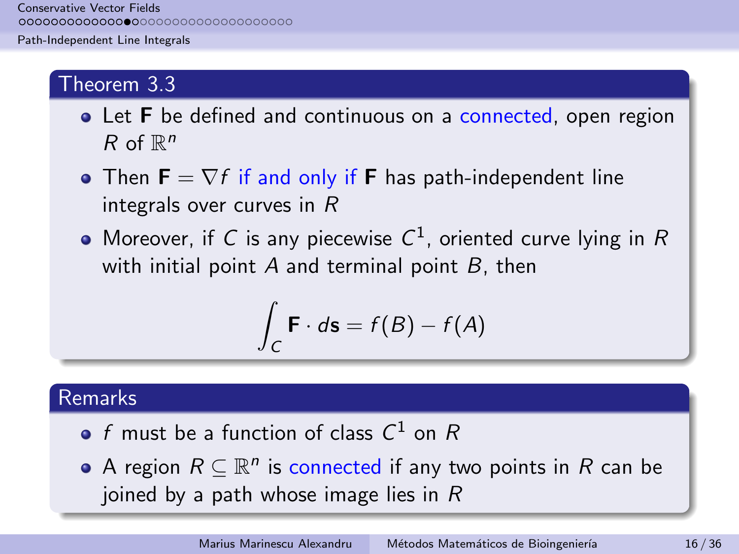### Theorem 3.3

- Let $\mathbf{F}$ be defined and continuous on a connected, open region $R$ of $\mathbb{R}^n$
- Then $\mathbf{F} = \nabla f$ if and only if $\mathbf{F}$ has path-independent line integrals over curves in $R$
- Moreover, if $C$ is any piecewise $C^1$, oriented curve lying in $R$ with initial point $A$ and terminal point $B$, then

$$\int_C \mathbf{F} \cdot d\mathbf{s} = f(B) - f(A)$$

### Remarks

- $f$ must be a function of class $C^1$ on $R$
- A region $R \subseteq \mathbb{R}^n$ is connected if any two points in $R$ can be joined by a path whose image lies in $R$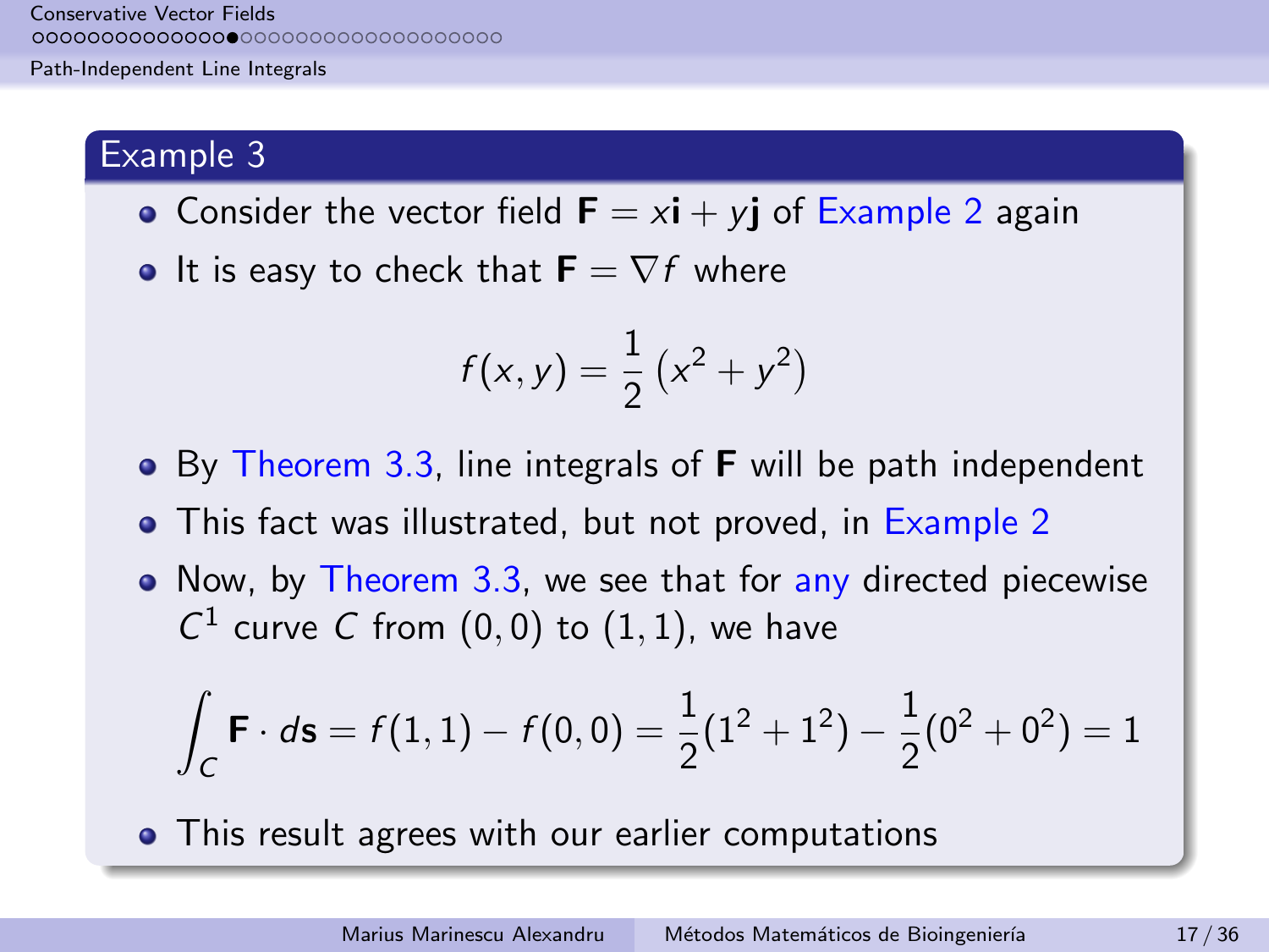## Example 3

- Consider the vector field $\mathbf{F} = x\mathbf{i} + y\mathbf{j}$ of Example 2 again
- It is easy to check that $\mathbf{F} = \nabla f$ where

$$f(x,y) = \frac{1}{2}\left(x^2 + y^2\right)$$

- By Theorem 3.3, line integrals of $\mathbf{F}$ will be path independent
- This fact was illustrated, but not proved, in Example 2
- Now, by Theorem 3.3, we see that for any directed piecewise $C^1$ curve $C$ from $(0,0)$ to $(1,1)$, we have

$$\int_C \mathbf{F} \cdot d\mathbf{s} = f(1,1) - f(0,0) = \frac{1}{2}(1^2 + 1^2) - \frac{1}{2}(0^2 + 0^2) = 1$$

- This result agrees with our earlier computations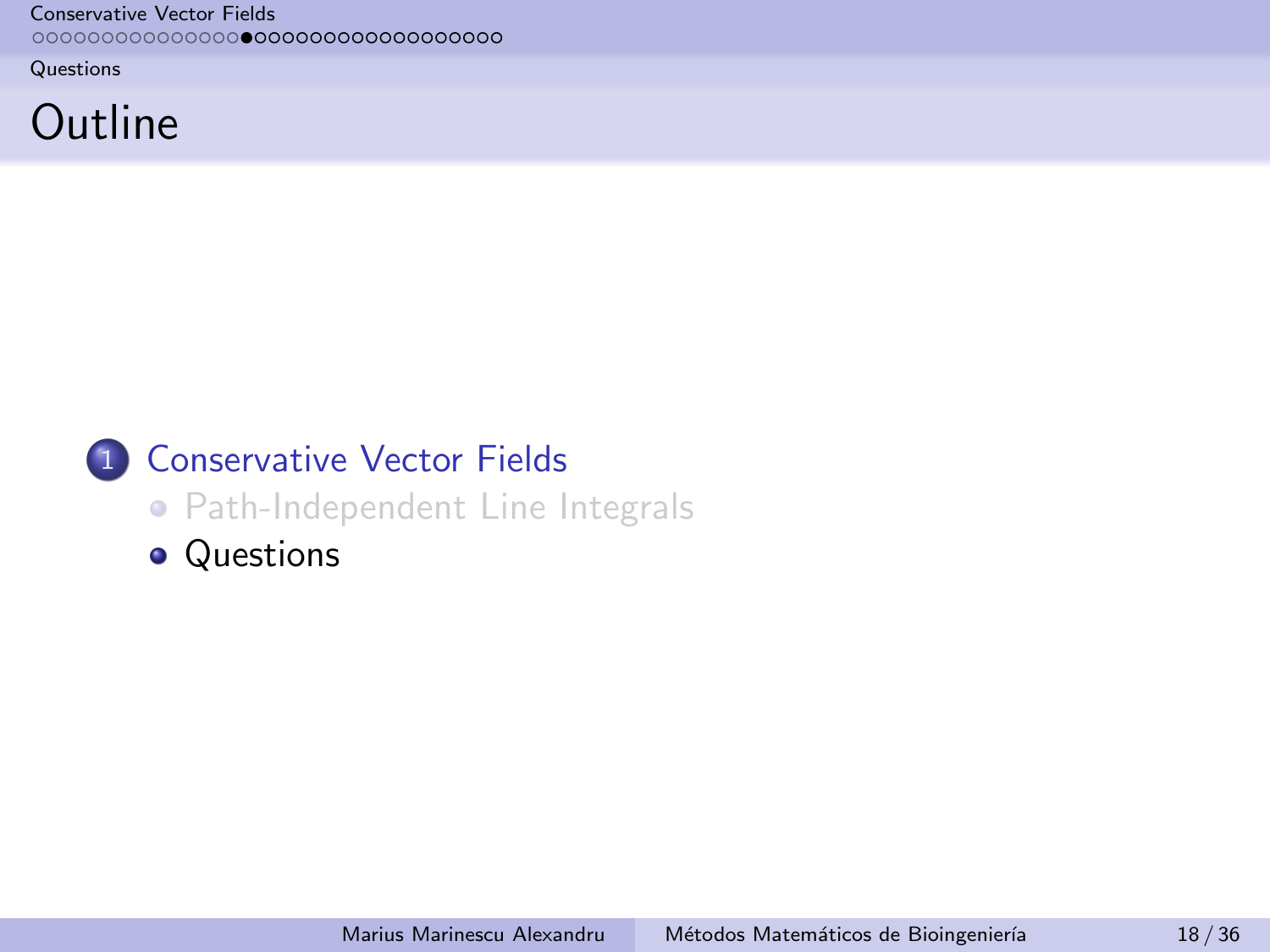# Outline

1. Conservative Vector Fields
   - Path-Independent Line Integrals
   - Questions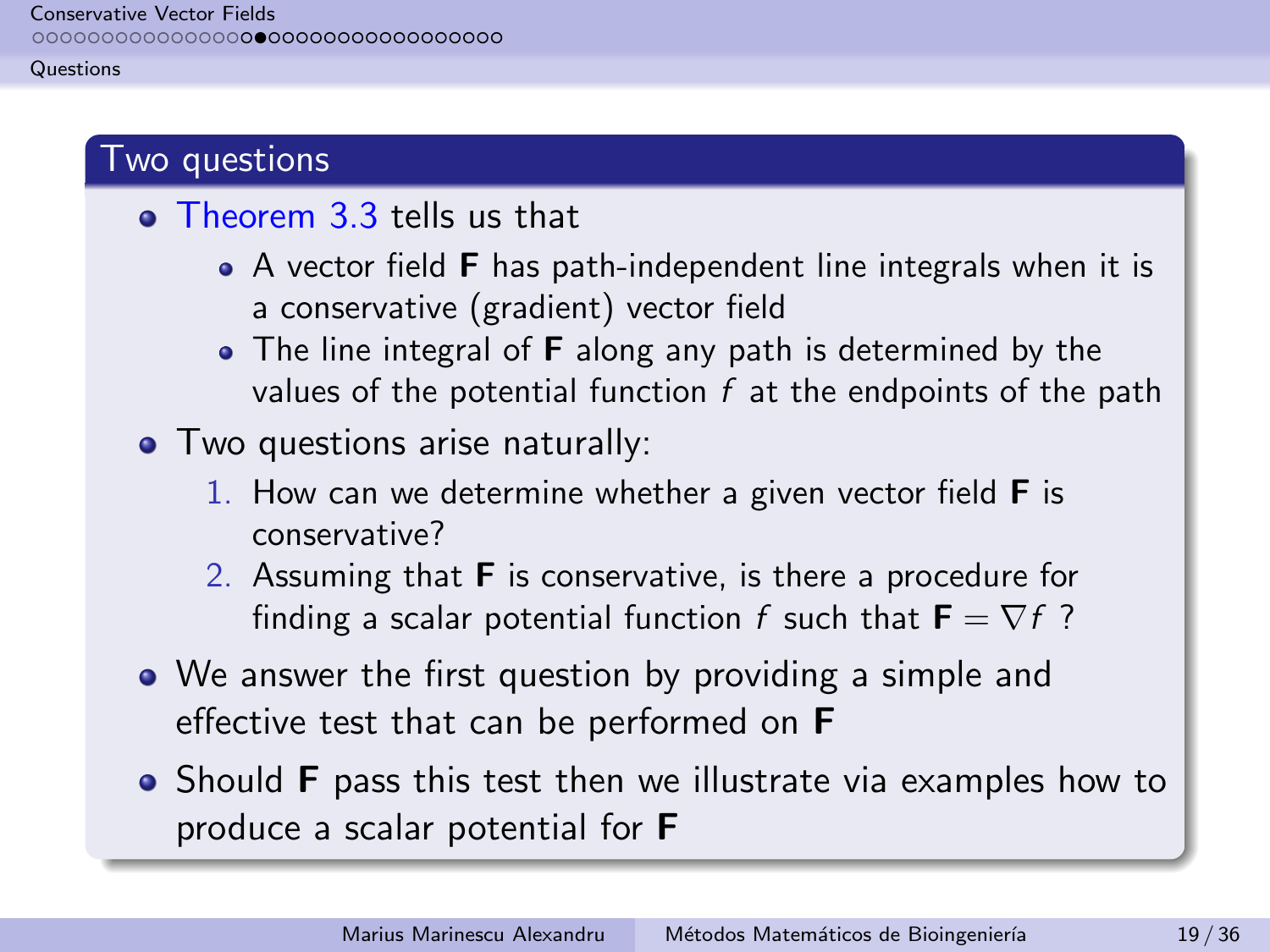## Two questions

- Theorem 3.3 tells us that
  - A vector field **F** has path-independent line integrals when it is a conservative (gradient) vector field
  - The line integral of **F** along any path is determined by the values of the potential function $f$ at the endpoints of the path
- Two questions arise naturally:
  1. How can we determine whether a given vector field **F** is conservative?
  2. Assuming that **F** is conservative, is there a procedure for finding a scalar potential function $f$ such that $\mathbf{F} = \nabla f$ ?
- We answer the first question by providing a simple and effective test that can be performed on **F**
- Should **F** pass this test then we illustrate via examples how to produce a scalar potential for **F**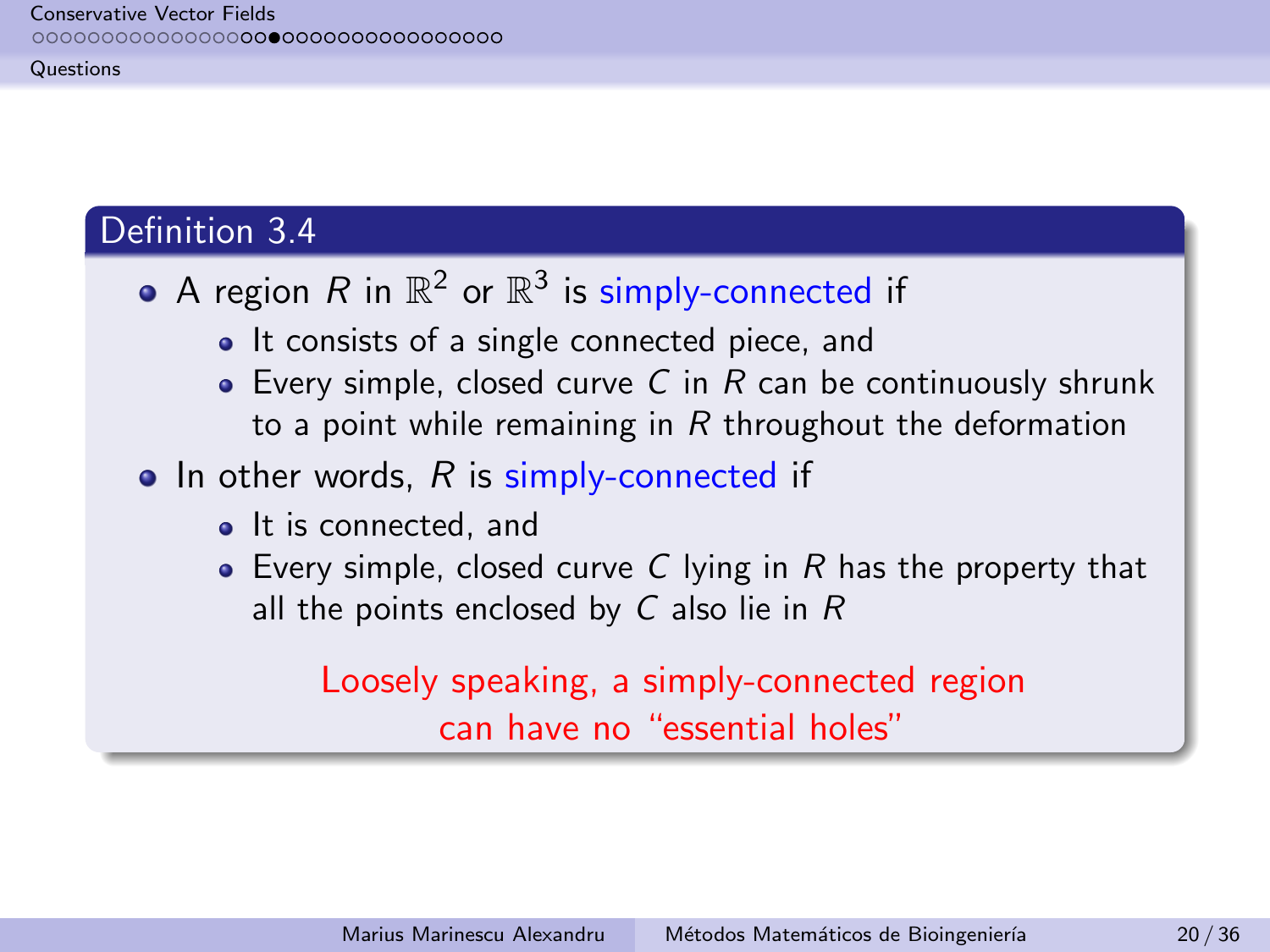### Definition 3.4

- A region $R$ in $\mathbb{R}^2$ or $\mathbb{R}^3$ is simply-connected if
  - It consists of a single connected piece, and
  - Every simple, closed curve $C$ in $R$ can be continuously shrunk to a point while remaining in $R$ throughout the deformation
- In other words, $R$ is simply-connected if
  - It is connected, and
  - Every simple, closed curve $C$ lying in $R$ has the property that all the points enclosed by $C$ also lie in $R$

Loosely speaking, a simply-connected region can have no "essential holes"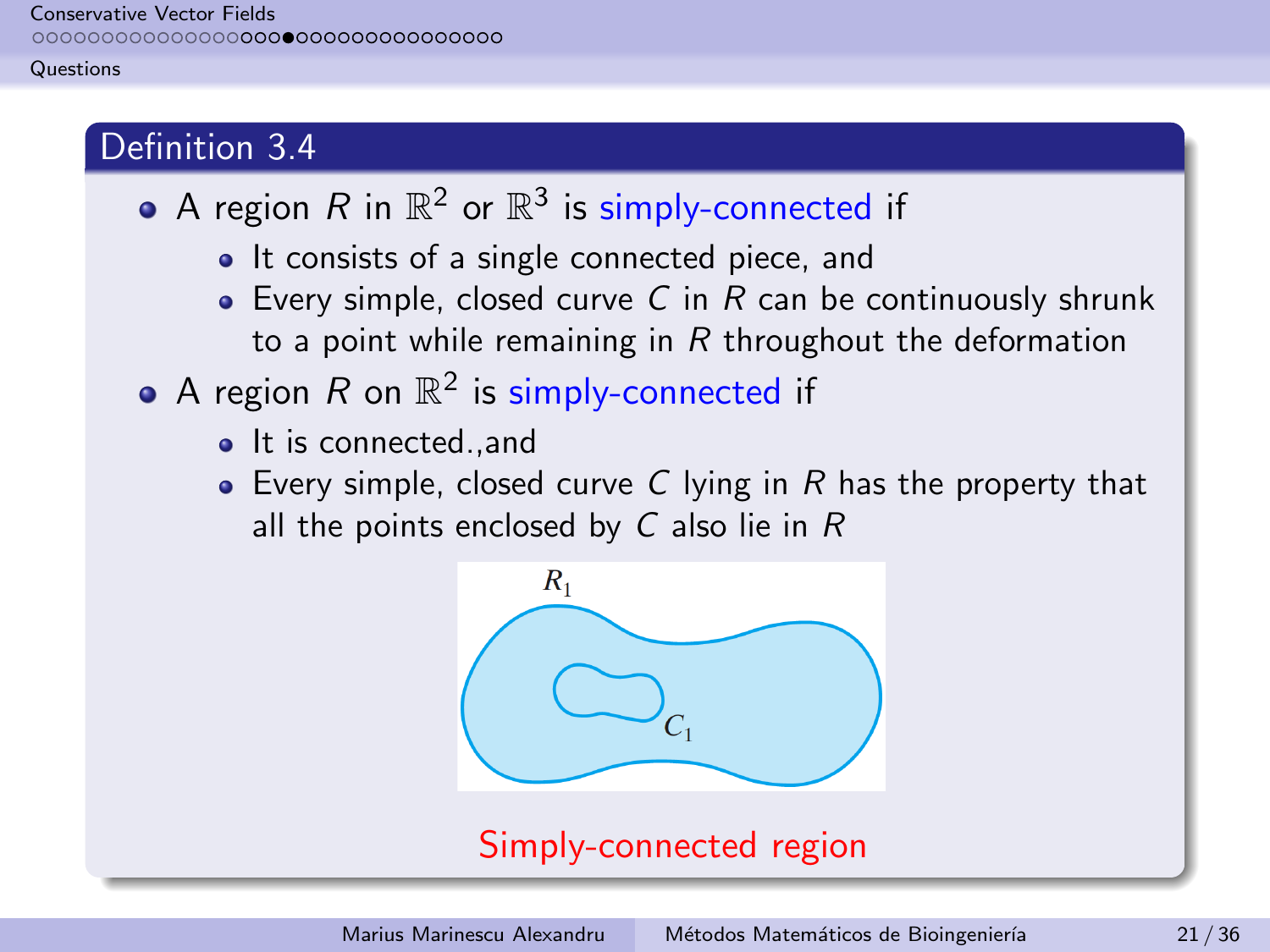## Definition 3.4

- A region $R$ in $\mathbb{R}^2$ or $\mathbb{R}^3$ is simply-connected if
  - It consists of a single connected piece, and
  - Every simple, closed curve $C$ in $R$ can be continuously shrunk to a point while remaining in $R$ throughout the deformation
- A region $R$ on $\mathbb{R}^2$ is simply-connected if
  - It is connected.,and
  - Every simple, closed curve $C$ lying in $R$ has the property that all the points enclosed by $C$ also lie in $R$

Simply-connected region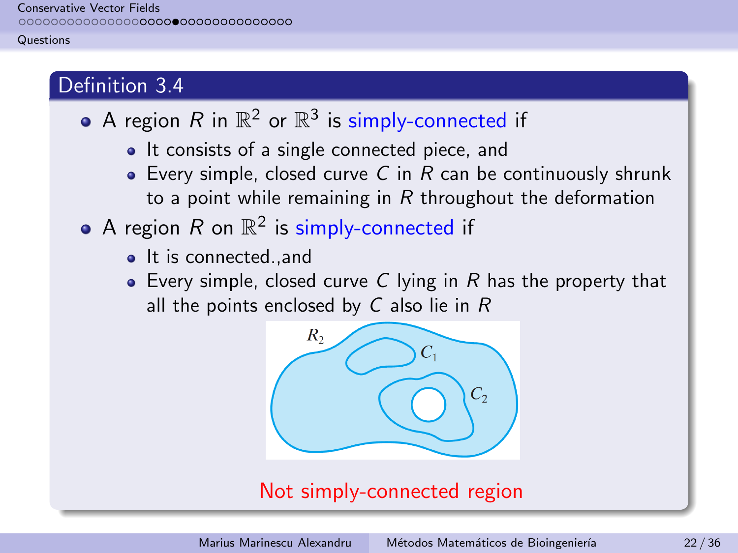### Definition 3.4

- A region $R$ in $\mathbb{R}^2$ or $\mathbb{R}^3$ is simply-connected if
  - It consists of a single connected piece, and
  - Every simple, closed curve $C$ in $R$ can be continuously shrunk to a point while remaining in $R$ throughout the deformation
- A region $R$ on $\mathbb{R}^2$ is simply-connected if
  - It is connected.,and
  - Every simple, closed curve $C$ lying in $R$ has the property that all the points enclosed by $C$ also lie in $R$

Not simply-connected region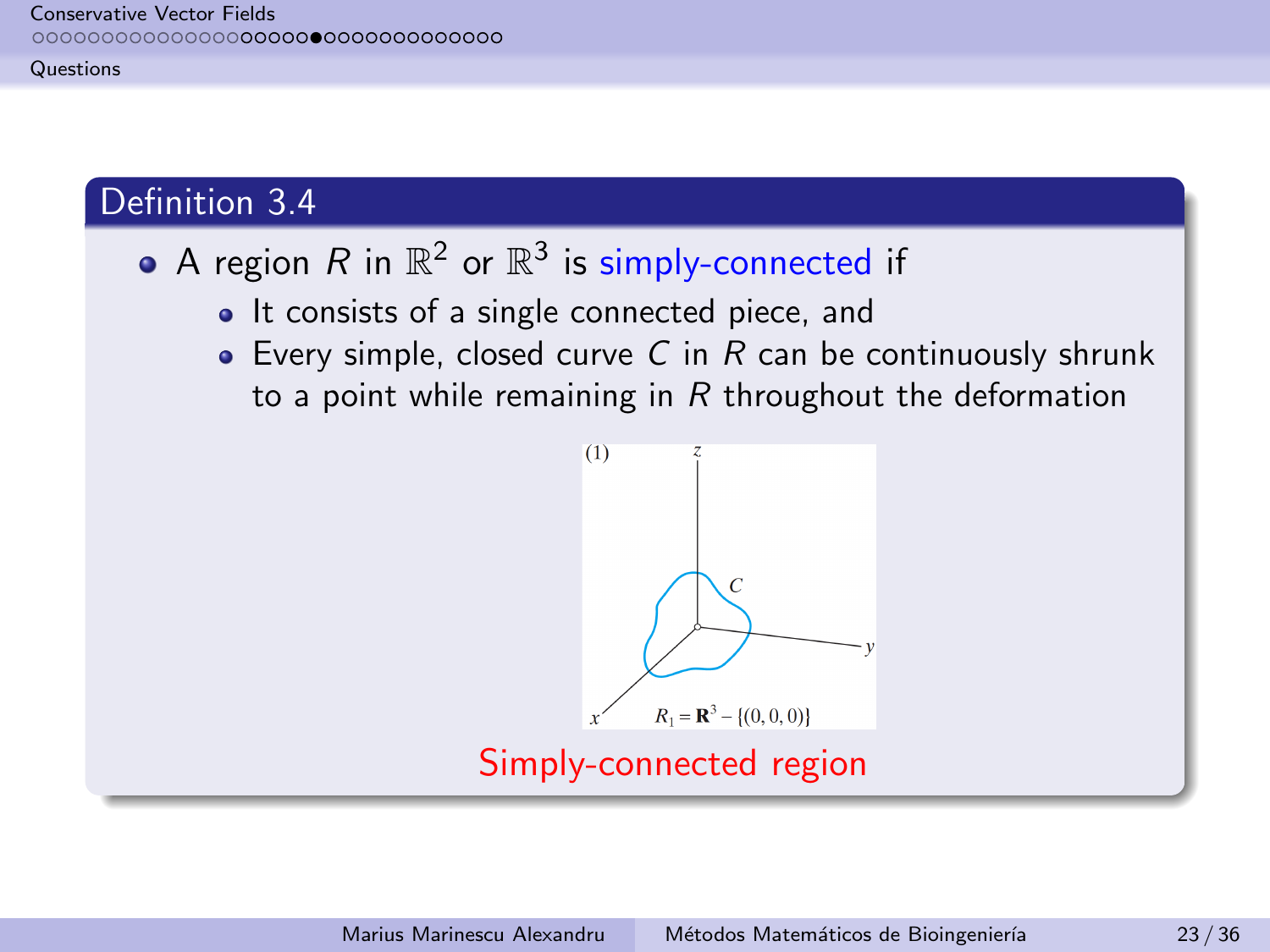### Definition 3.4

- A region $R$ in $\mathbb{R}^2$ or $\mathbb{R}^3$ is simply-connected if
  - It consists of a single connected piece, and
  - Every simple, closed curve $C$ in $R$ can be continuously shrunk to a point while remaining in $R$ throughout the deformation

(1) $R_1 = \mathbf{R}^3 - \{(0,0,0)\}$

Simply-connected region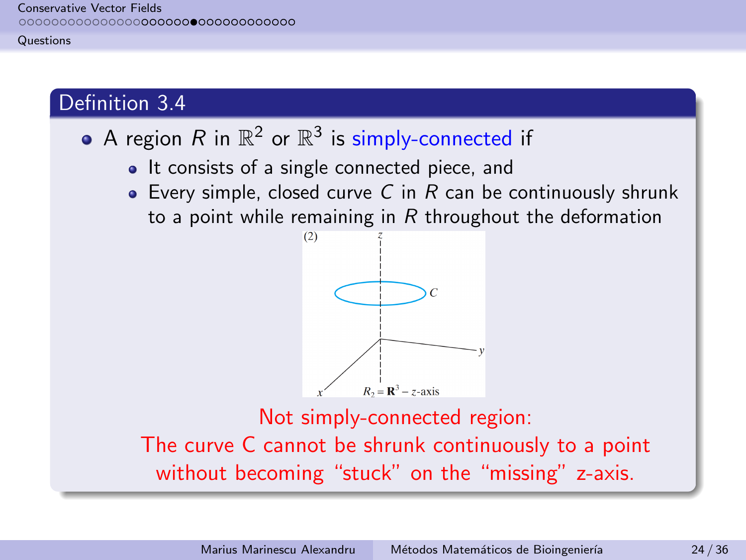## Definition 3.4

- A region $R$ in $\mathbb{R}^2$ or $\mathbb{R}^3$ is simply-connected if
  - It consists of a single connected piece, and
  - Every simple, closed curve $C$ in $R$ can be continuously shrunk to a point while remaining in $R$ throughout the deformation

(2)

$R_2 = \mathbf{R}^3 - z\text{-axis}$

Not simply-connected region:
The curve C cannot be shrunk continuously to a point without becoming "stuck" on the "missing" z-axis.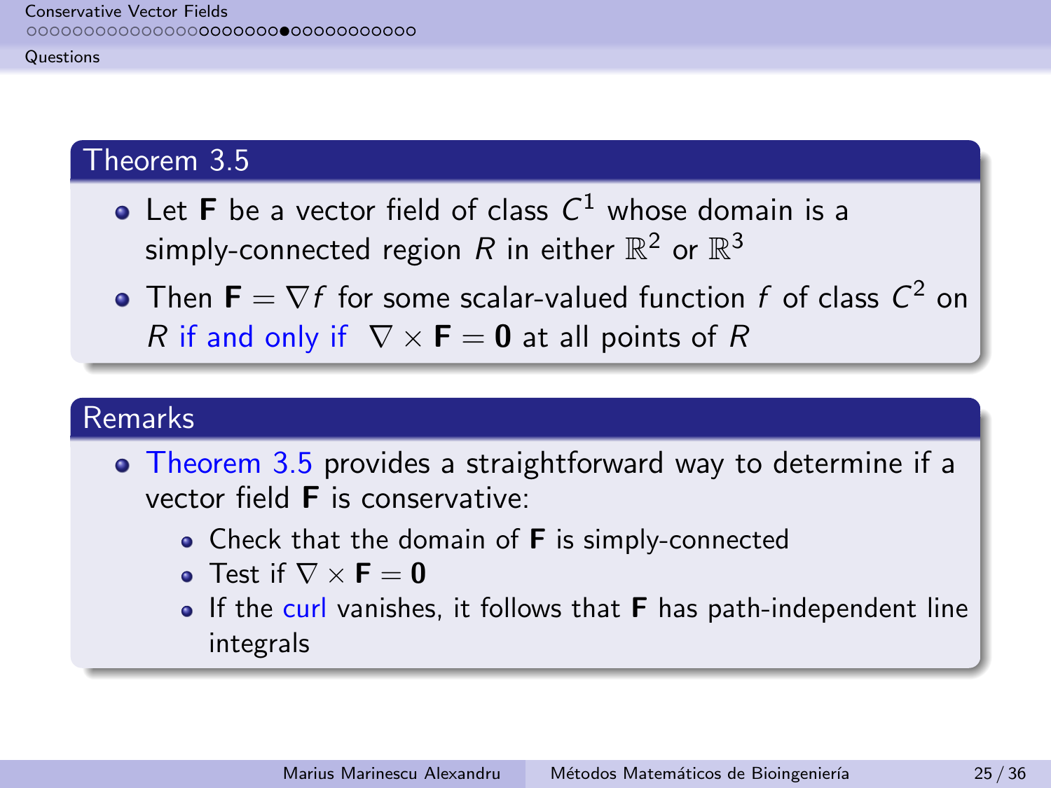## Theorem 3.5

- Let $\mathbf{F}$ be a vector field of class $C^1$ whose domain is a simply-connected region $R$ in either $\mathbb{R}^2$ or $\mathbb{R}^3$
- Then $\mathbf{F} = \nabla f$ for some scalar-valued function $f$ of class $C^2$ on $R$ if and only if $\nabla \times \mathbf{F} = \mathbf{0}$ at all points of $R$

## Remarks

- Theorem 3.5 provides a straightforward way to determine if a vector field $\mathbf{F}$ is conservative:
  - Check that the domain of $\mathbf{F}$ is simply-connected
  - Test if $\nabla \times \mathbf{F} = \mathbf{0}$
  - If the curl vanishes, it follows that $\mathbf{F}$ has path-independent line integrals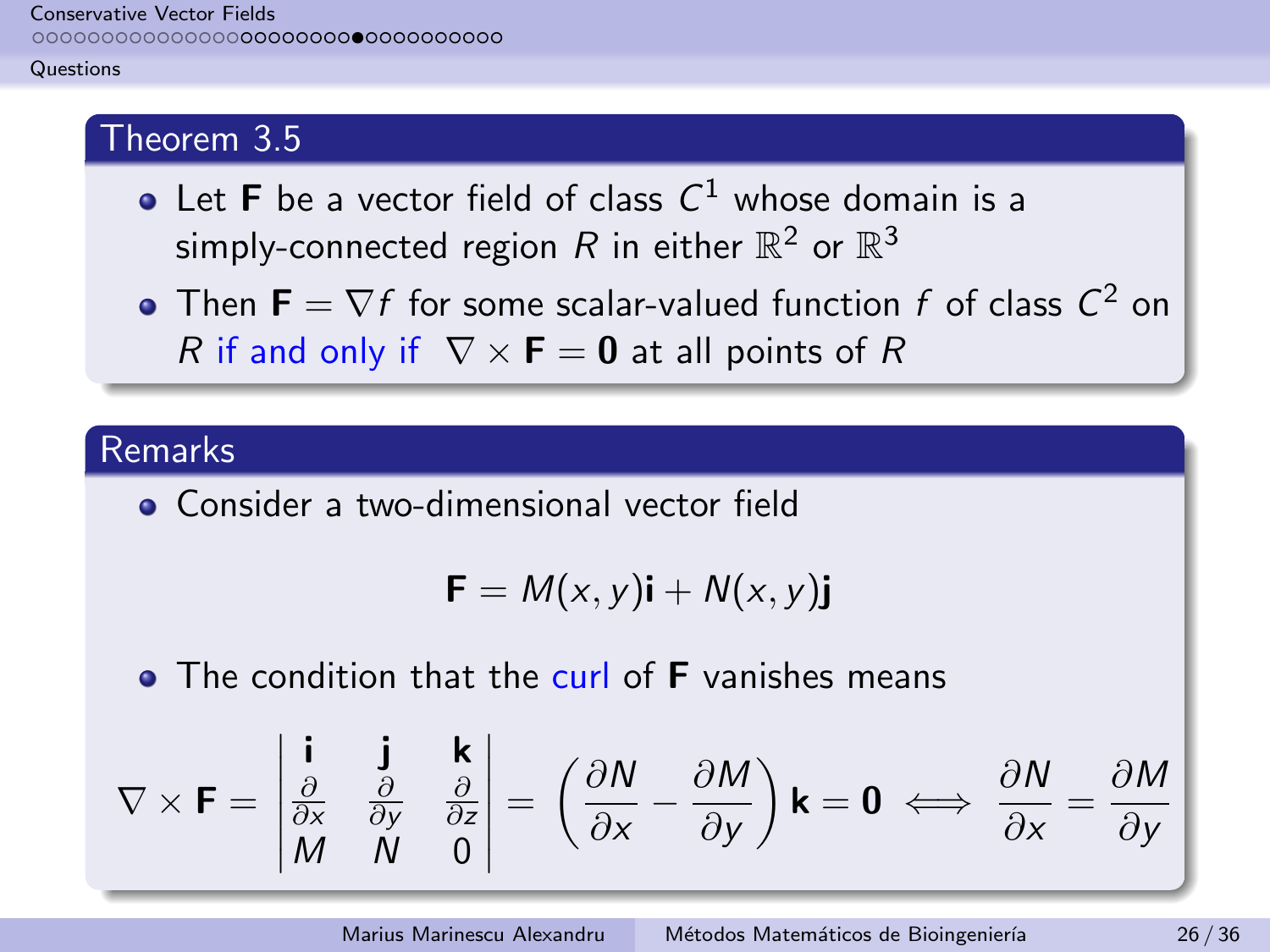### Theorem 3.5

- Let $\mathbf{F}$ be a vector field of class $C^1$ whose domain is a simply-connected region $R$ in either $\mathbb{R}^2$ or $\mathbb{R}^3$
- Then $\mathbf{F} = \nabla f$ for some scalar-valued function $f$ of class $C^2$ on $R$ if and only if $\nabla \times \mathbf{F} = \mathbf{0}$ at all points of $R$

### Remarks

- Consider a two-dimensional vector field

$$\mathbf{F} = M(x, y)\mathbf{i} + N(x, y)\mathbf{j}$$

- The condition that the curl of $\mathbf{F}$ vanishes means

$$\nabla \times \mathbf{F} = \begin{vmatrix} \mathbf{i} & \mathbf{j} & \mathbf{k} \\ \frac{\partial}{\partial x} & \frac{\partial}{\partial y} & \frac{\partial}{\partial z} \\ M & N & 0 \end{vmatrix} = \left( \frac{\partial N}{\partial x} - \frac{\partial M}{\partial y} \right) \mathbf{k} = \mathbf{0} \iff \frac{\partial N}{\partial x} = \frac{\partial M}{\partial y}$$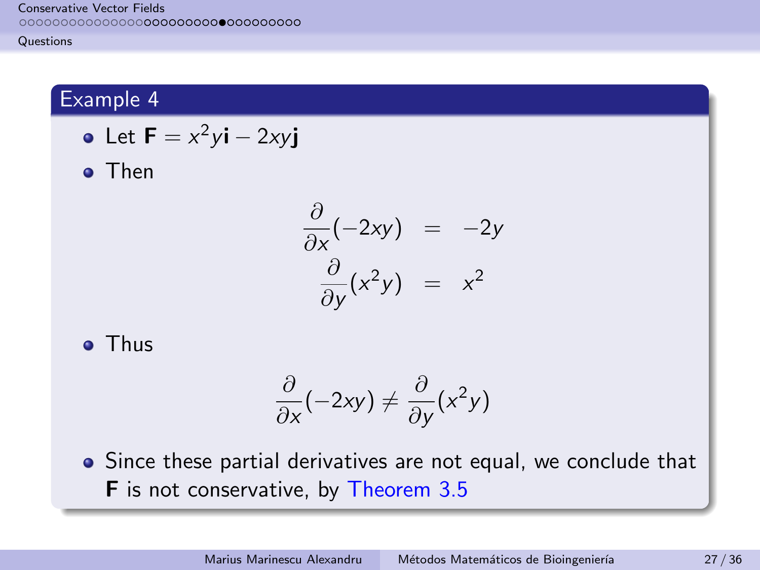## Example 4

- Let $\mathbf{F} = x^2y\mathbf{i} - 2xy\mathbf{j}$
- Then

$$\begin{aligned} \frac{\partial}{\partial x}(-2xy) &= -2y \\ \frac{\partial}{\partial y}(x^2y) &= x^2 \end{aligned}$$

- Thus

$$\frac{\partial}{\partial x}(-2xy) \neq \frac{\partial}{\partial y}(x^2y)$$

- Since these partial derivatives are not equal, we conclude that **F** is not conservative, by Theorem 3.5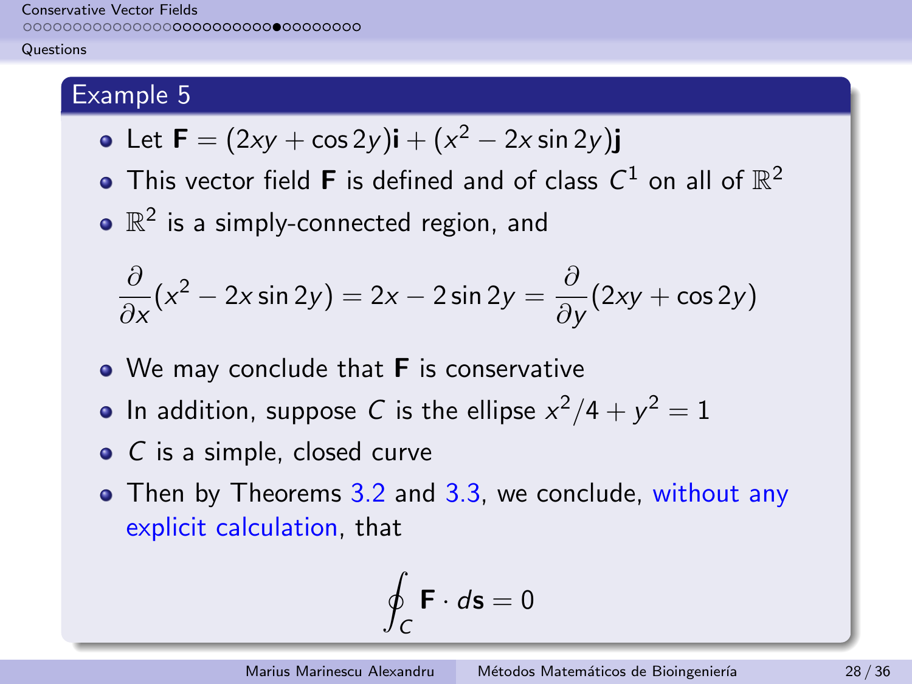## Example 5

- Let $\mathbf{F} = (2xy + \cos 2y)\mathbf{i} + (x^2 - 2x \sin 2y)\mathbf{j}$
- This vector field $\mathbf{F}$ is defined and of class $C^1$ on all of $\mathbb{R}^2$
- $\mathbb{R}^2$ is a simply-connected region, and

$$\frac{\partial}{\partial x}(x^2 - 2x \sin 2y) = 2x - 2\sin 2y = \frac{\partial}{\partial y}(2xy + \cos 2y)$$

- We may conclude that $\mathbf{F}$ is conservative
- In addition, suppose $C$ is the ellipse $x^2/4 + y^2 = 1$
- $C$ is a simple, closed curve
- Then by Theorems 3.2 and 3.3, we conclude, without any explicit calculation, that

$$\oint_C \mathbf{F} \cdot d\mathbf{s} = 0$$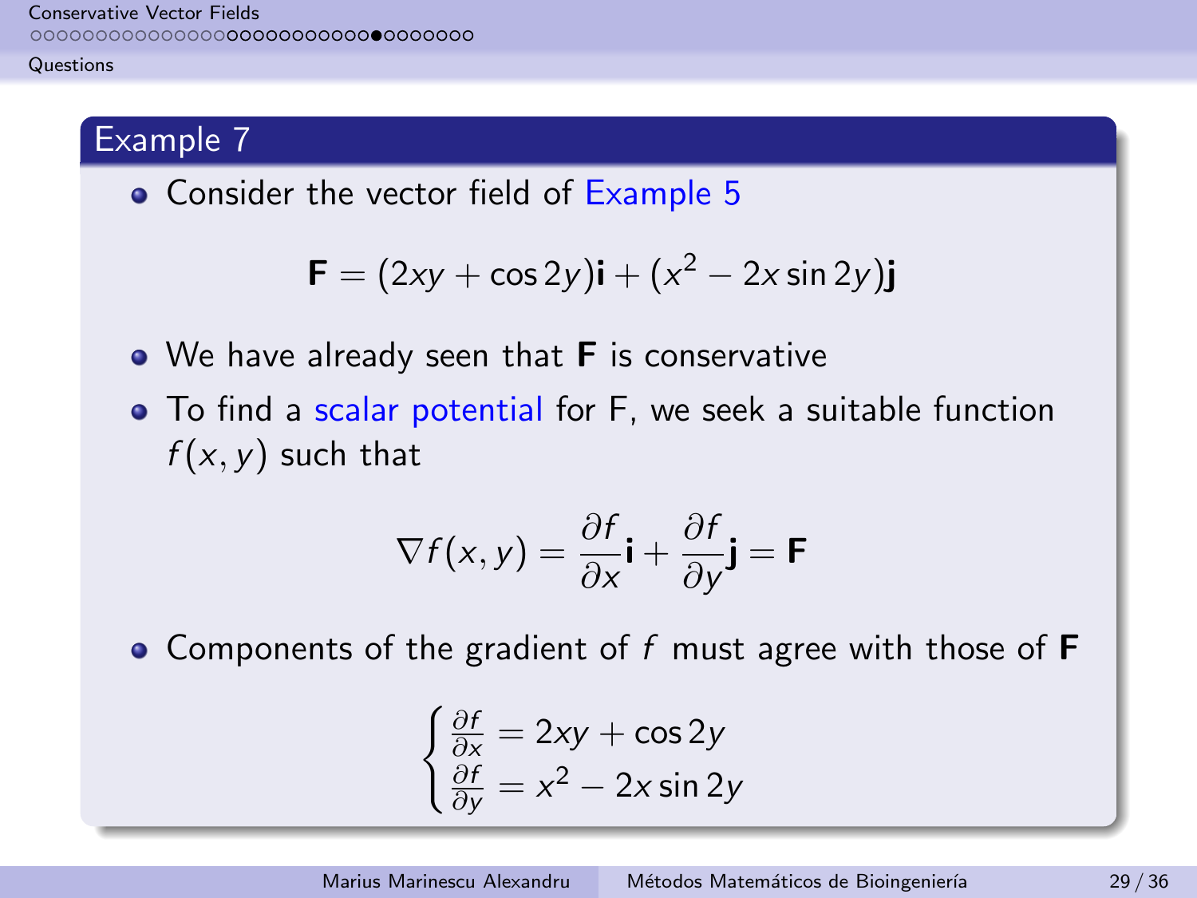## Example 7

- Consider the vector field of Example 5

$$\mathbf{F} = (2xy + \cos 2y)\mathbf{i} + (x^2 - 2x \sin 2y)\mathbf{j}$$

- We have already seen that **F** is conservative
- To find a scalar potential for F, we seek a suitable function $f(x, y)$ such that

$$\nabla f(x, y) = \frac{\partial f}{\partial x}\mathbf{i} + \frac{\partial f}{\partial y}\mathbf{j} = \mathbf{F}$$

- Components of the gradient of $f$ must agree with those of **F**

$$\begin{cases} \frac{\partial f}{\partial x} = 2xy + \cos 2y \\ \frac{\partial f}{\partial y} = x^2 - 2x \sin 2y \end{cases}$$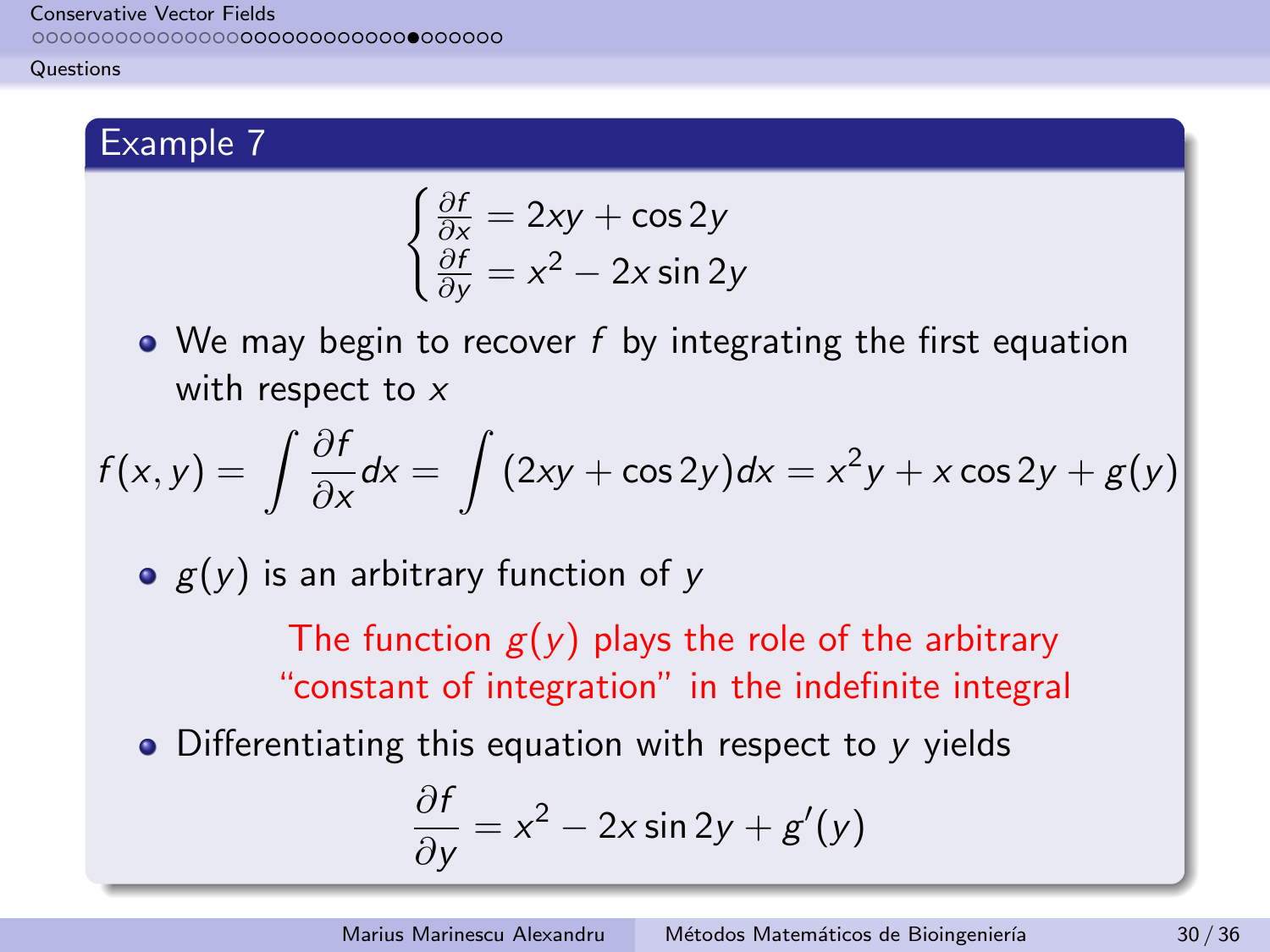## Example 7

$$\begin{cases} \frac{\partial f}{\partial x} = 2xy + \cos 2y \\ \frac{\partial f}{\partial y} = x^2 - 2x \sin 2y \end{cases}$$

- We may begin to recover $f$ by integrating the first equation with respect to $x$

$$f(x, y) = \int \frac{\partial f}{\partial x} dx = \int (2xy + \cos 2y) dx = x^2 y + x \cos 2y + g(y)$$

- $g(y)$ is an arbitrary function of $y$

The function $g(y)$ plays the role of the arbitrary "constant of integration" in the indefinite integral

- Differentiating this equation with respect to $y$ yields

$$\frac{\partial f}{\partial y} = x^2 - 2x \sin 2y + g'(y)$$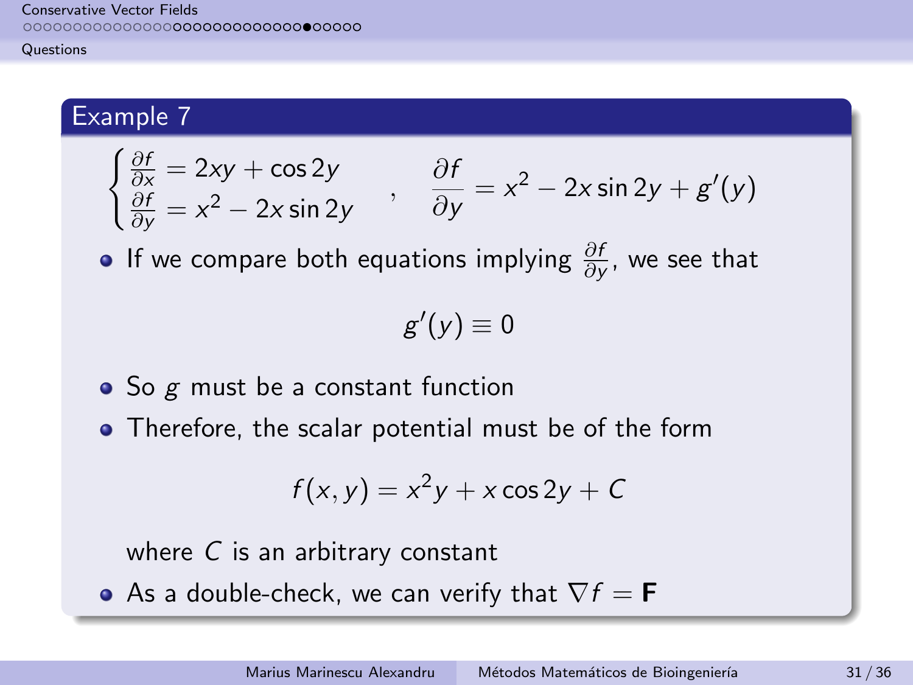## Example 7

$$\begin{cases} \frac{\partial f}{\partial x} = 2xy + \cos 2y \\ \frac{\partial f}{\partial y} = x^2 - 2x \sin 2y \end{cases} \quad , \quad \frac{\partial f}{\partial y} = x^2 - 2x \sin 2y + g'(y)$$

- If we compare both equations implying $\frac{\partial f}{\partial y}$, we see that

$$g'(y) \equiv 0$$

- So $g$ must be a constant function
- Therefore, the scalar potential must be of the form

$$f(x, y) = x^2 y + x \cos 2y + C$$

  where $C$ is an arbitrary constant
- As a double-check, we can verify that $\nabla f = \mathbf{F}$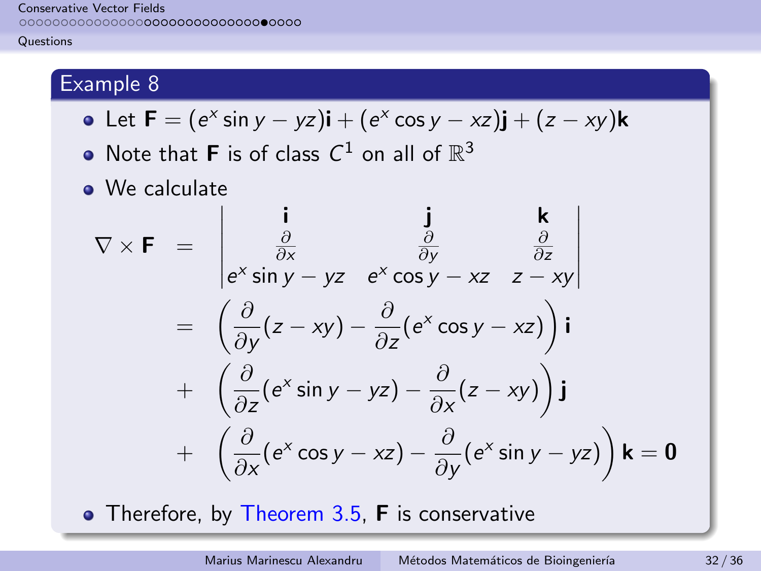### Example 8

- Let $\mathbf{F} = (e^x \sin y - yz)\mathbf{i} + (e^x \cos y - xz)\mathbf{j} + (z - xy)\mathbf{k}$
- Note that $\mathbf{F}$ is of class $C^1$ on all of $\mathbb{R}^3$
- We calculate

$$
\begin{aligned}
\nabla \times \mathbf{F} &= \begin{vmatrix} \mathbf{i} & \mathbf{j} & \mathbf{k} \\ \frac{\partial}{\partial x} & \frac{\partial}{\partial y} & \frac{\partial}{\partial z} \\ e^x \sin y - yz & e^x \cos y - xz & z - xy \end{vmatrix} \\
&= \left( \frac{\partial}{\partial y}(z - xy) - \frac{\partial}{\partial z}(e^x \cos y - xz) \right) \mathbf{i} \\
&+ \left( \frac{\partial}{\partial z}(e^x \sin y - yz) - \frac{\partial}{\partial x}(z - xy) \right) \mathbf{j} \\
&+ \left( \frac{\partial}{\partial x}(e^x \cos y - xz) - \frac{\partial}{\partial y}(e^x \sin y - yz) \right) \mathbf{k} = \mathbf{0}
\end{aligned}
$$

- Therefore, by Theorem 3.5, $\mathbf{F}$ is conservative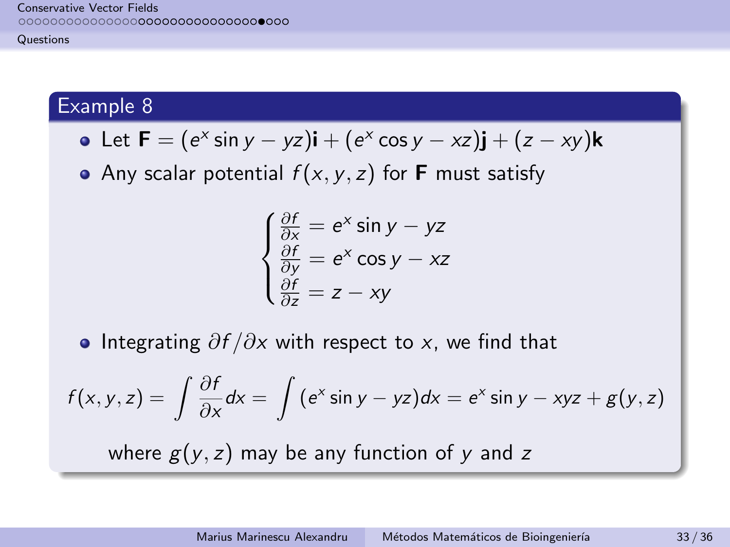## Example 8

- Let $\mathbf{F} = (e^x \sin y - yz)\mathbf{i} + (e^x \cos y - xz)\mathbf{j} + (z - xy)\mathbf{k}$
- Any scalar potential $f(x, y, z)$ for $\mathbf{F}$ must satisfy

$$\begin{cases} \frac{\partial f}{\partial x} = e^x \sin y - yz \\ \frac{\partial f}{\partial y} = e^x \cos y - xz \\ \frac{\partial f}{\partial z} = z - xy \end{cases}$$

- Integrating $\partial f / \partial x$ with respect to $x$, we find that

$$f(x, y, z) = \int \frac{\partial f}{\partial x} dx = \int (e^x \sin y - yz) dx = e^x \sin y - xyz + g(y, z)$$

where $g(y, z)$ may be any function of $y$ and $z$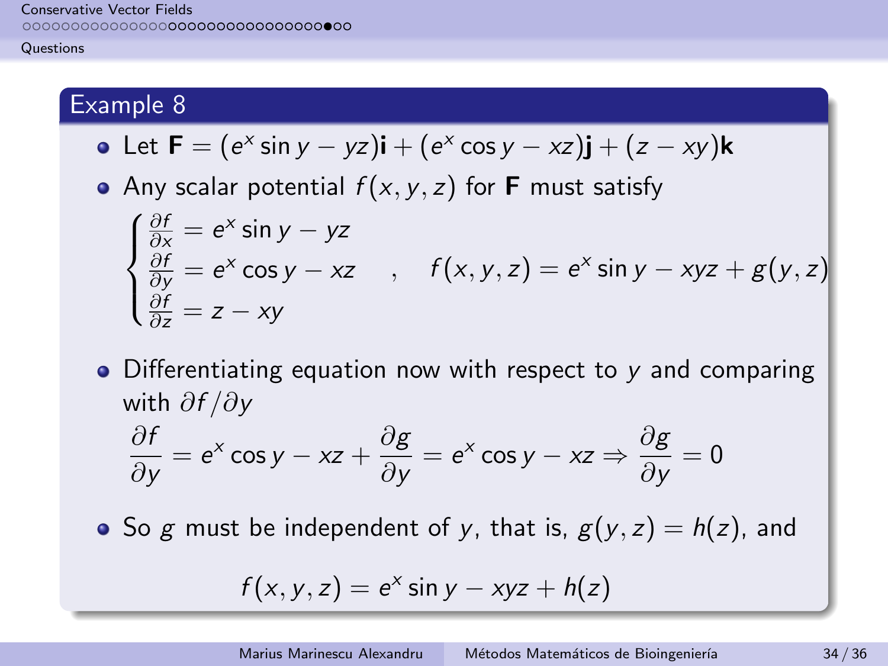## Example 8

- Let $\mathbf{F} = (e^x \sin y - yz)\mathbf{i} + (e^x \cos y - xz)\mathbf{j} + (z - xy)\mathbf{k}$
- Any scalar potential $f(x, y, z)$ for $\mathbf{F}$ must satisfy

$$\begin{cases} \frac{\partial f}{\partial x} = e^x \sin y - yz \\ \frac{\partial f}{\partial y} = e^x \cos y - xz \\ \frac{\partial f}{\partial z} = z - xy \end{cases} , \quad f(x, y, z) = e^x \sin y - xyz + g(y, z)$$

- Differentiating equation now with respect to $y$ and comparing with $\partial f / \partial y$

$$\frac{\partial f}{\partial y} = e^x \cos y - xz + \frac{\partial g}{\partial y} = e^x \cos y - xz \Rightarrow \frac{\partial g}{\partial y} = 0$$

- So $g$ must be independent of $y$, that is, $g(y, z) = h(z)$, and

$$f(x, y, z) = e^x \sin y - xyz + h(z)$$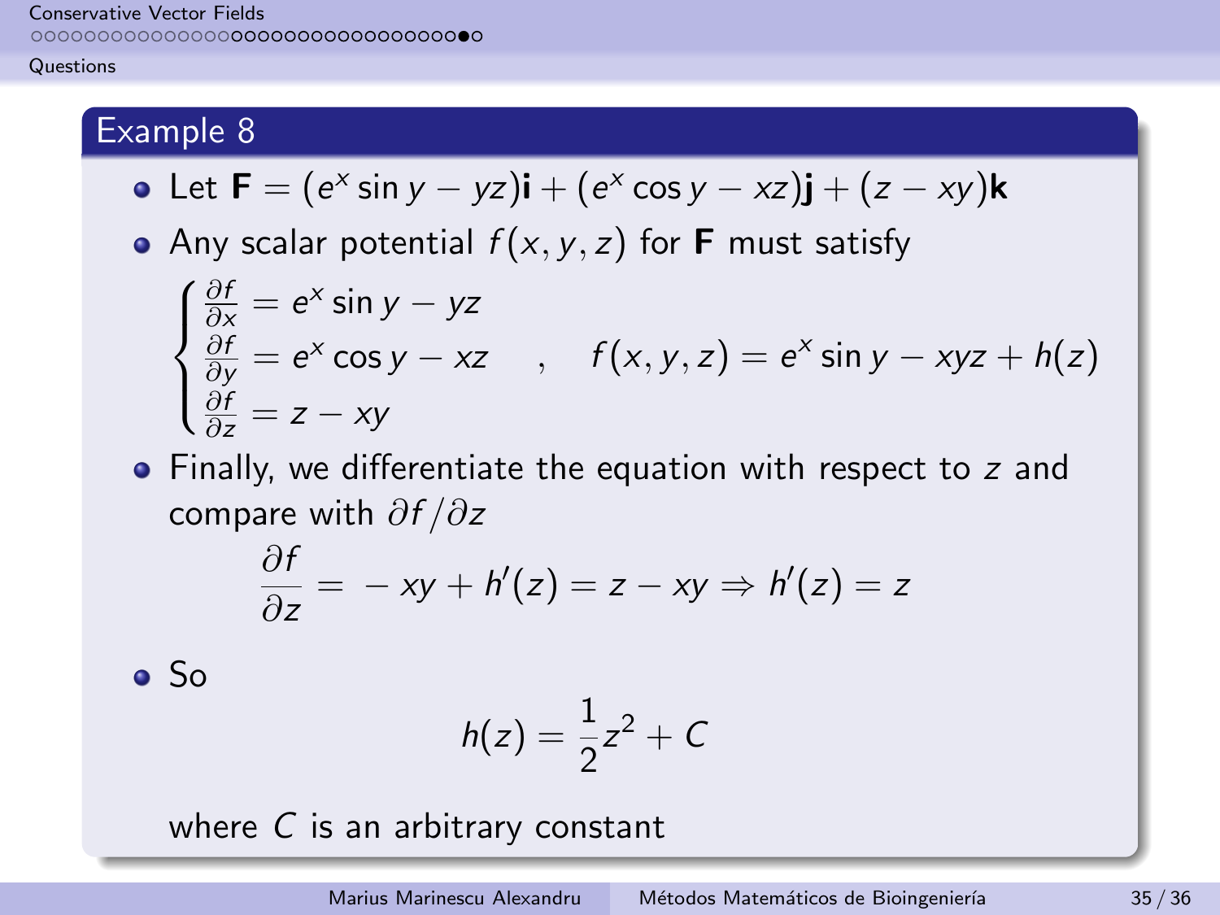## Example 8

- Let $\mathbf{F} = (e^x \sin y - yz)\mathbf{i} + (e^x \cos y - xz)\mathbf{j} + (z - xy)\mathbf{k}$
- Any scalar potential $f(x, y, z)$ for $\mathbf{F}$ must satisfy

$$\begin{cases} \frac{\partial f}{\partial x} = e^x \sin y - yz \\ \frac{\partial f}{\partial y} = e^x \cos y - xz \\ \frac{\partial f}{\partial z} = z - xy \end{cases}, \quad f(x, y, z) = e^x \sin y - xyz + h(z)$$

- Finally, we differentiate the equation with respect to $z$ and compare with $\partial f / \partial z$

$$\frac{\partial f}{\partial z} = -xy + h'(z) = z - xy \Rightarrow h'(z) = z$$

- So

$$h(z) = \frac{1}{2} z^2 + C$$

where $C$ is an arbitrary constant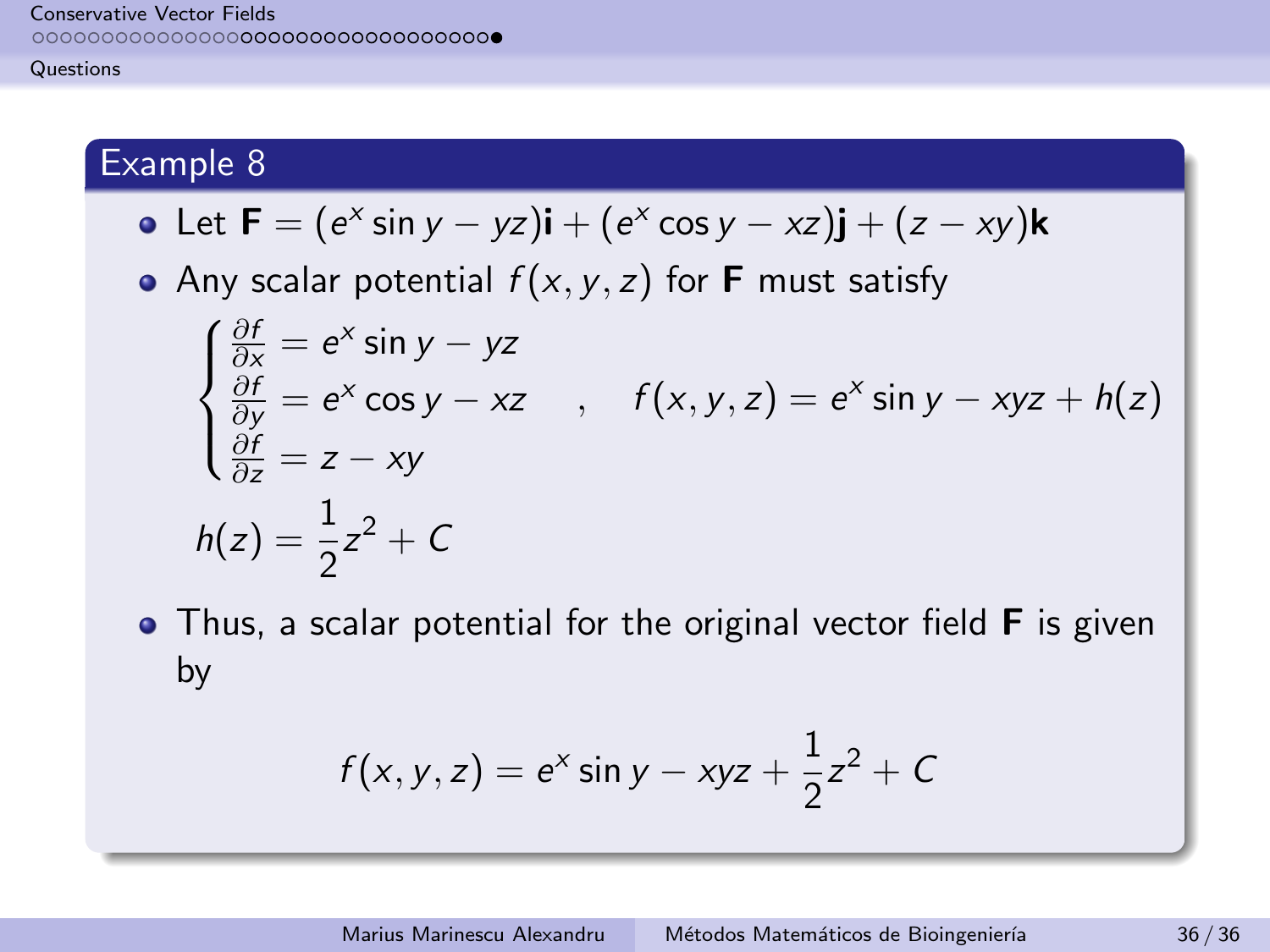## Example 8

- Let $\mathbf{F} = (e^x \sin y - yz)\mathbf{i} + (e^x \cos y - xz)\mathbf{j} + (z - xy)\mathbf{k}$
- Any scalar potential $f(x, y, z)$ for $\mathbf{F}$ must satisfy

$$\begin{cases} \frac{\partial f}{\partial x} = e^x \sin y - yz \\ \frac{\partial f}{\partial y} = e^x \cos y - xz \\ \frac{\partial f}{\partial z} = z - xy \end{cases} , \quad f(x, y, z) = e^x \sin y - xyz + h(z)$$

$$h(z) = \frac{1}{2}z^2 + C$$

- Thus, a scalar potential for the original vector field $\mathbf{F}$ is given by

$$f(x, y, z) = e^x \sin y - xyz + \frac{1}{2}z^2 + C$$